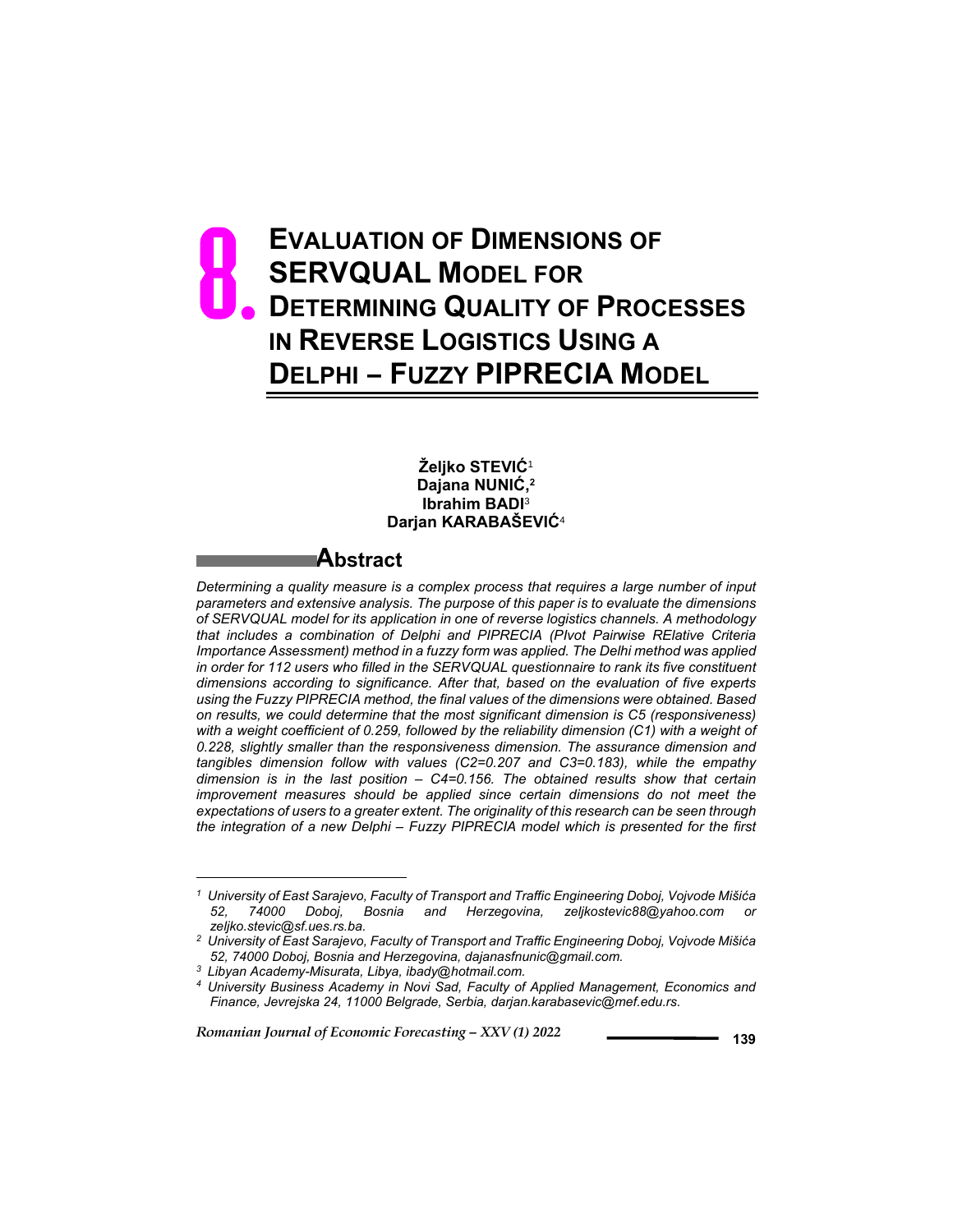# 8. EVALUATION OF DIMENSIONS OF SERVQUAL MODEL FOR DETERMINING QUALITY OF PROCESSES IN REVERSE LOGISTICS USING A DELPHI – FUZZY PIPRECIA MODEL

**Željko STEVIĆ**[1]
**Dajana NUNIĆ,**[2]
**Ibrahim BADI**[3]
**Darjan KARABAŠEVIĆ**[4]

## Abstract

*Determining a quality measure is a complex process that requires a large number of input parameters and extensive analysis. The purpose of this paper is to evaluate the dimensions of SERVQUAL model for its application in one of reverse logistics channels. A methodology that includes a combination of Delphi and PIPRECIA (PIvot Pairwise RElative Criteria Importance Assessment) method in a fuzzy form was applied. The Delhi method was applied in order for 112 users who filled in the SERVQUAL questionnaire to rank its five constituent dimensions according to significance. After that, based on the evaluation of five experts using the Fuzzy PIPRECIA method, the final values of the dimensions were obtained. Based on results, we could determine that the most significant dimension is C5 (responsiveness) with a weight coefficient of 0.259, followed by the reliability dimension (C1) with a weight of 0.228, slightly smaller than the responsiveness dimension. The assurance dimension and tangibles dimension follow with values (C2=0.207 and C3=0.183), while the empathy dimension is in the last position – C4=0.156. The obtained results show that certain improvement measures should be applied since certain dimensions do not meet the expectations of users to a greater extent. The originality of this research can be seen through the integration of a new Delphi – Fuzzy PIPRECIA model which is presented for the first*

---

[1] *University of East Sarajevo, Faculty of Transport and Traffic Engineering Doboj, Vojvode Mišića 52, 74000 Doboj, Bosnia and Herzegovina, zeljkostevic88@yahoo.com or zeljko.stevic@sf.ues.rs.ba.*

[2] *University of East Sarajevo, Faculty of Transport and Traffic Engineering Doboj, Vojvode Mišića 52, 74000 Doboj, Bosnia and Herzegovina, dajanasfnunic@gmail.com.*

[3] *Libyan Academy-Misurata, Libya, ibady@hotmail.com.*

[4] *University Business Academy in Novi Sad, Faculty of Applied Management, Economics and Finance, Jevrejska 24, 11000 Belgrade, Serbia, darjan.karabasevic@mef.edu.rs.*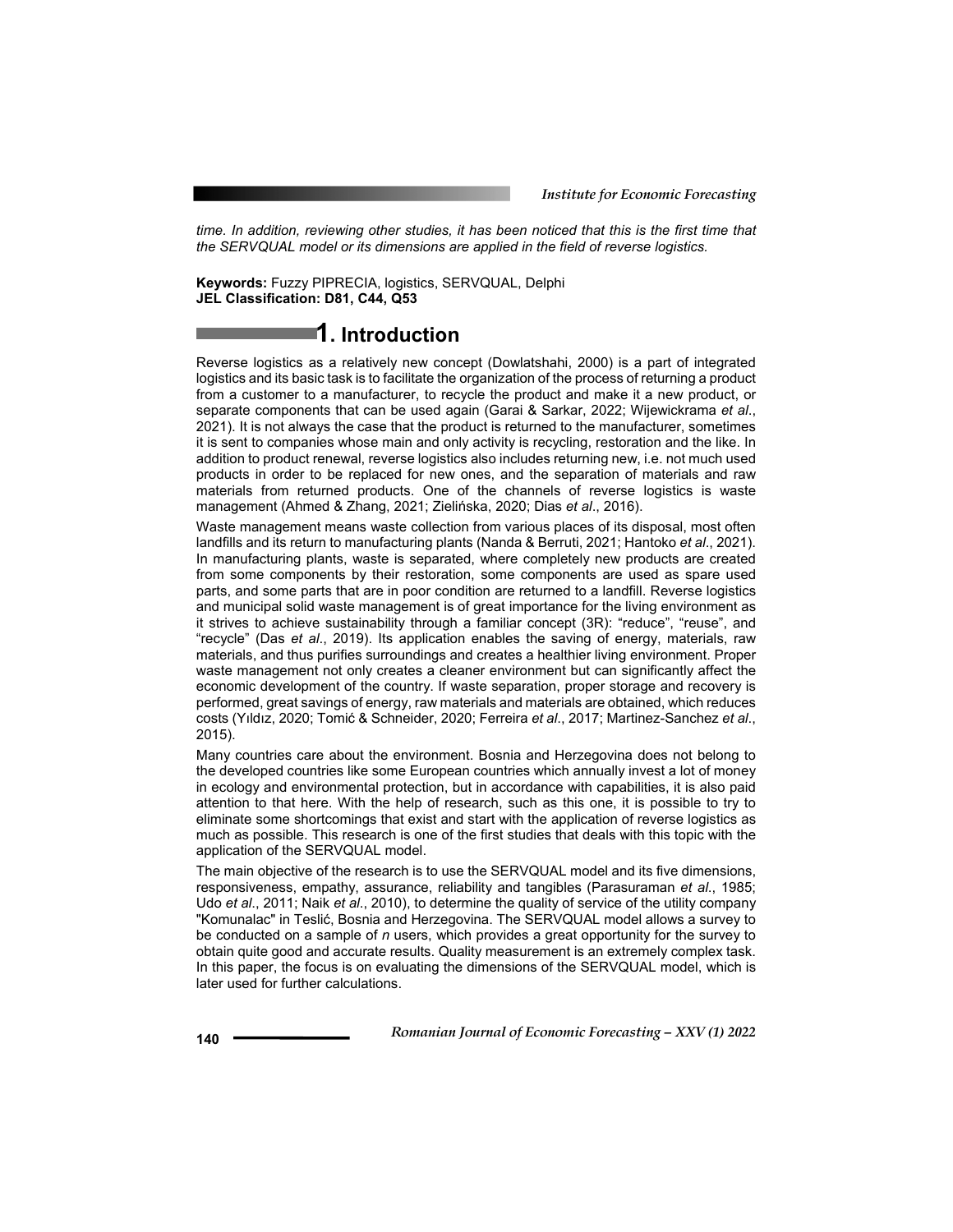*time. In addition, reviewing other studies, it has been noticed that this is the first time that the SERVQUAL model or its dimensions are applied in the field of reverse logistics.*

**Keywords:** Fuzzy PIPRECIA, logistics, SERVQUAL, Delphi
**JEL Classification: D81, C44, Q53**

## 1. Introduction

Reverse logistics as a relatively new concept (Dowlatshahi, 2000) is a part of integrated logistics and its basic task is to facilitate the organization of the process of returning a product from a customer to a manufacturer, to recycle the product and make it a new product, or separate components that can be used again (Garai & Sarkar, 2022; Wijewickrama *et al*., 2021). It is not always the case that the product is returned to the manufacturer, sometimes it is sent to companies whose main and only activity is recycling, restoration and the like. In addition to product renewal, reverse logistics also includes returning new, i.e. not much used products in order to be replaced for new ones, and the separation of materials and raw materials from returned products. One of the channels of reverse logistics is waste management (Ahmed & Zhang, 2021; Zielińska, 2020; Dias *et al*., 2016).

Waste management means waste collection from various places of its disposal, most often landfills and its return to manufacturing plants (Nanda & Berruti, 2021; Hantoko *et al*., 2021). In manufacturing plants, waste is separated, where completely new products are created from some components by their restoration, some components are used as spare used parts, and some parts that are in poor condition are returned to a landfill. Reverse logistics and municipal solid waste management is of great importance for the living environment as it strives to achieve sustainability through a familiar concept (3R): "reduce", "reuse", and "recycle" (Das *et al*., 2019). Its application enables the saving of energy, materials, raw materials, and thus purifies surroundings and creates a healthier living environment. Proper waste management not only creates a cleaner environment but can significantly affect the economic development of the country. If waste separation, proper storage and recovery is performed, great savings of energy, raw materials and materials are obtained, which reduces costs (Yıldız, 2020; Tomić & Schneider, 2020; Ferreira *et al*., 2017; Martinez-Sanchez *et al*., 2015).

Many countries care about the environment. Bosnia and Herzegovina does not belong to the developed countries like some European countries which annually invest a lot of money in ecology and environmental protection, but in accordance with capabilities, it is also paid attention to that here. With the help of research, such as this one, it is possible to try to eliminate some shortcomings that exist and start with the application of reverse logistics as much as possible. This research is one of the first studies that deals with this topic with the application of the SERVQUAL model.

The main objective of the research is to use the SERVQUAL model and its five dimensions, responsiveness, empathy, assurance, reliability and tangibles (Parasuraman *et al*., 1985; Udo *et al*., 2011; Naik *et al*., 2010), to determine the quality of service of the utility company "Komunalac" in Teslić, Bosnia and Herzegovina. The SERVQUAL model allows a survey to be conducted on a sample of *n* users, which provides a great opportunity for the survey to obtain quite good and accurate results. Quality measurement is an extremely complex task. In this paper, the focus is on evaluating the dimensions of the SERVQUAL model, which is later used for further calculations.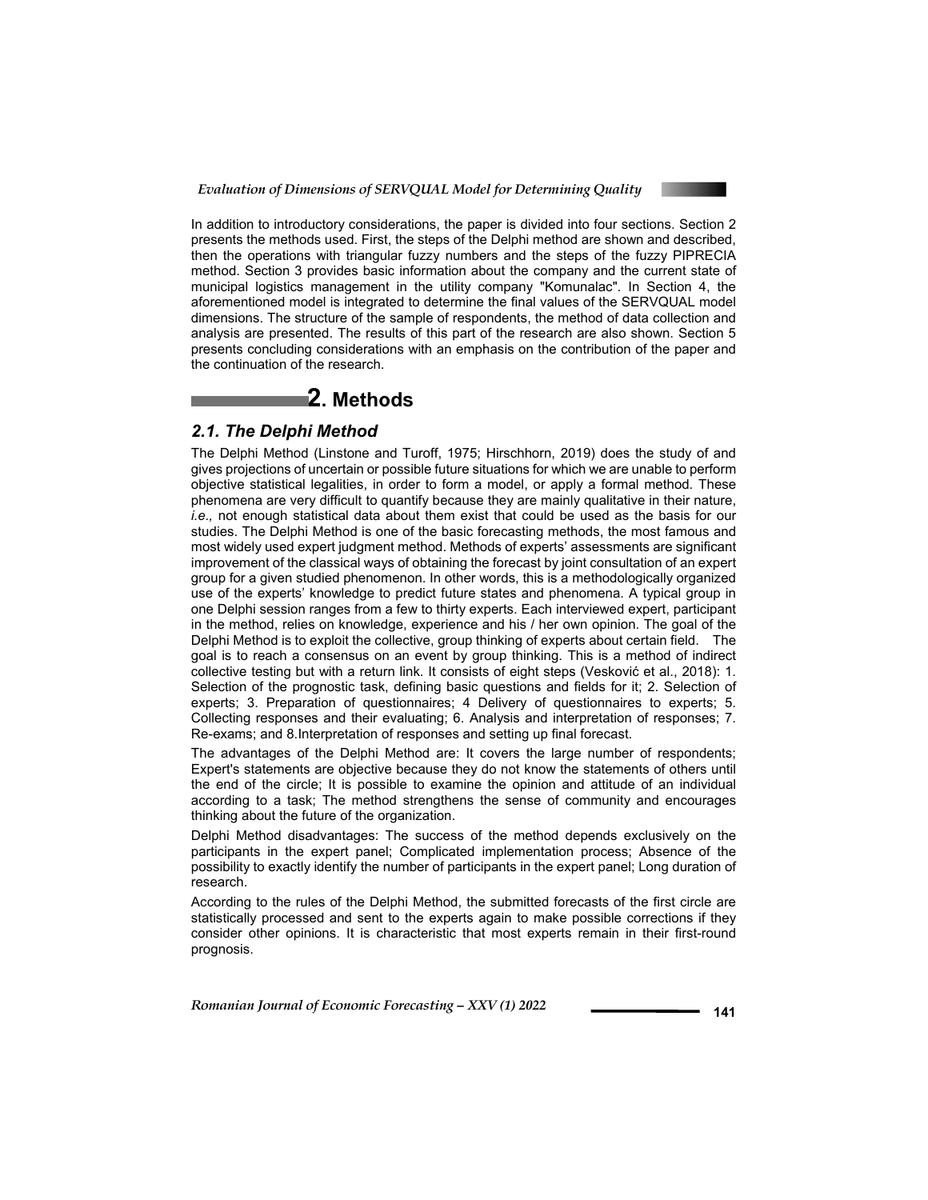In addition to introductory considerations, the paper is divided into four sections. Section 2 presents the methods used. First, the steps of the Delphi method are shown and described, then the operations with triangular fuzzy numbers and the steps of the fuzzy PIPRECIA method. Section 3 provides basic information about the company and the current state of municipal logistics management in the utility company "Komunalac". In Section 4, the aforementioned model is integrated to determine the final values of the SERVQUAL model dimensions. The structure of the sample of respondents, the method of data collection and analysis are presented. The results of this part of the research are also shown. Section 5 presents concluding considerations with an emphasis on the contribution of the paper and the continuation of the research.

# 2. Methods

## 2.1. The Delphi Method

The Delphi Method (Linstone and Turoff, 1975; Hirschhorn, 2019) does the study of and gives projections of uncertain or possible future situations for which we are unable to perform objective statistical legalities, in order to form a model, or apply a formal method. These phenomena are very difficult to quantify because they are mainly qualitative in their nature, *i.e.,* not enough statistical data about them exist that could be used as the basis for our studies. The Delphi Method is one of the basic forecasting methods, the most famous and most widely used expert judgment method. Methods of experts' assessments are significant improvement of the classical ways of obtaining the forecast by joint consultation of an expert group for a given studied phenomenon. In other words, this is a methodologically organized use of the experts' knowledge to predict future states and phenomena. A typical group in one Delphi session ranges from a few to thirty experts. Each interviewed expert, participant in the method, relies on knowledge, experience and his / her own opinion. The goal of the Delphi Method is to exploit the collective, group thinking of experts about certain field. The goal is to reach a consensus on an event by group thinking. This is a method of indirect collective testing but with a return link. It consists of eight steps (Vesković et al., 2018): 1. Selection of the prognostic task, defining basic questions and fields for it; 2. Selection of experts; 3. Preparation of questionnaires; 4 Delivery of questionnaires to experts; 5. Collecting responses and their evaluating; 6. Analysis and interpretation of responses; 7. Re-exams; and 8.Interpretation of responses and setting up final forecast.

The advantages of the Delphi Method are: It covers the large number of respondents; Expert's statements are objective because they do not know the statements of others until the end of the circle; It is possible to examine the opinion and attitude of an individual according to a task; The method strengthens the sense of community and encourages thinking about the future of the organization.

Delphi Method disadvantages: The success of the method depends exclusively on the participants in the expert panel; Complicated implementation process; Absence of the possibility to exactly identify the number of participants in the expert panel; Long duration of research.

According to the rules of the Delphi Method, the submitted forecasts of the first circle are statistically processed and sent to the experts again to make possible corrections if they consider other opinions. It is characteristic that most experts remain in their first-round prognosis.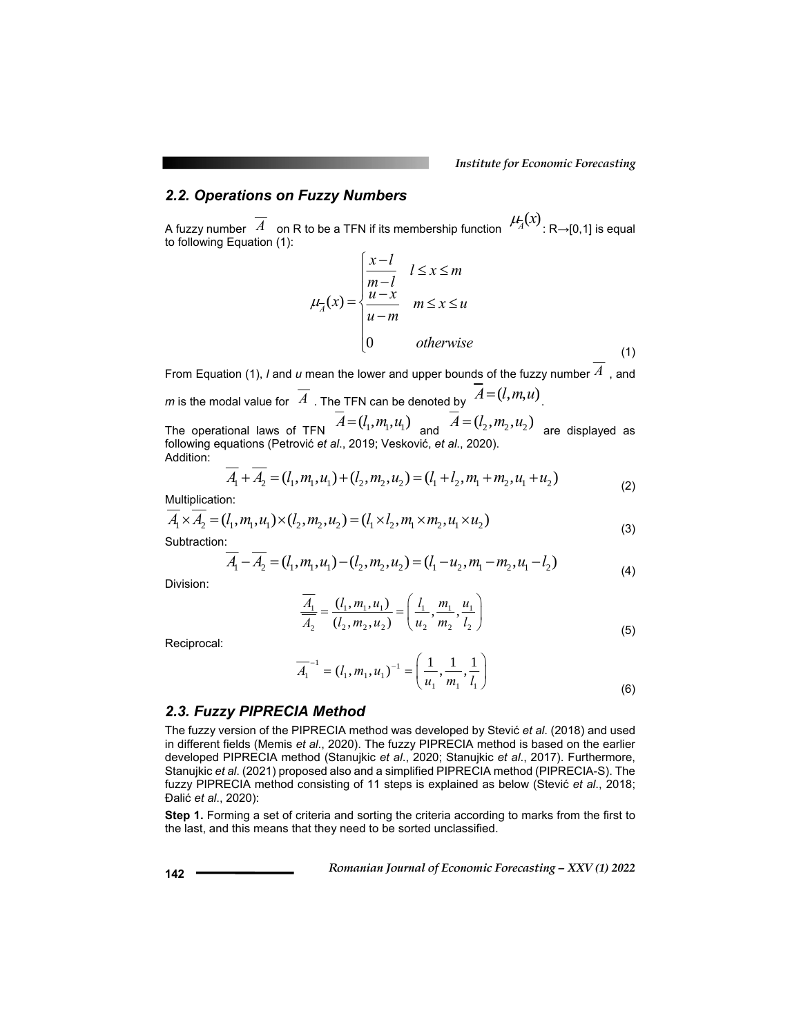## 2.2. Operations on Fuzzy Numbers

A fuzzy number $\overline{A}$ on R to be a TFN if its membership function $\mu_{\overline{A}}(x)$: R→[0,1] is equal to following Equation (1):

$$\mu_{\overline{A}}(x) = \begin{cases} \dfrac{x-l}{m-l} & l \le x \le m \\ \dfrac{u-x}{u-m} & m \le x \le u \\ 0 & otherwise \end{cases} \tag{1}$$

From Equation (1), $l$ and $u$ mean the lower and upper bounds of the fuzzy number $\overline{A}$, and $m$ is the modal value for $\overline{A}$. The TFN can be denoted by $\overline{A} = (l, m, u)$.

The operational laws of TFN $\overline{A} = (l_1, m_1, u_1)$ and $\overline{A} = (l_2, m_2, u_2)$ are displayed as following equations (Petrović *et al*., 2019; Vesković, *et al*., 2020).

Addition:

$$\overline{A_1} + \overline{A_2} = (l_1, m_1, u_1) + (l_2, m_2, u_2) = (l_1 + l_2, m_1 + m_2, u_1 + u_2) \tag{2}$$

Multiplication:

$$\overline{A_1} \times \overline{A_2} = (l_1, m_1, u_1) \times (l_2, m_2, u_2) = (l_1 \times l_2, m_1 \times m_2, u_1 \times u_2) \tag{3}$$

Subtraction:

$$\overline{A_1} - \overline{A_2} = (l_1, m_1, u_1) - (l_2, m_2, u_2) = (l_1 - u_2, m_1 - m_2, u_1 - l_2) \tag{4}$$

Division:

$$\frac{\overline{A_1}}{\overline{A_2}} = \frac{(l_1, m_1, u_1)}{(l_2, m_2, u_2)} = \left( \frac{l_1}{u_2}, \frac{m_1}{m_2}, \frac{u_1}{l_2} \right) \tag{5}$$

Reciprocal:

$$\overline{A_1}^{-1} = (l_1, m_1, u_1)^{-1} = \left( \frac{1}{u_1}, \frac{1}{m_1}, \frac{1}{l_1} \right) \tag{6}$$

## 2.3. Fuzzy PIPRECIA Method

The fuzzy version of the PIPRECIA method was developed by Stević *et al*. (2018) and used in different fields (Memis *et al*., 2020). The fuzzy PIPRECIA method is based on the earlier developed PIPRECIA method (Stanujkic *et al*., 2020; Stanujkic *et al*., 2017). Furthermore, Stanujkic *et al*. (2021) proposed also and a simplified PIPRECIA method (PIPRECIA-S). The fuzzy PIPRECIA method consisting of 11 steps is explained as below (Stević *et al*., 2018; Đalić *et al*., 2020):

**Step 1.** Forming a set of criteria and sorting the criteria according to marks from the first to the last, and this means that they need to be sorted unclassified.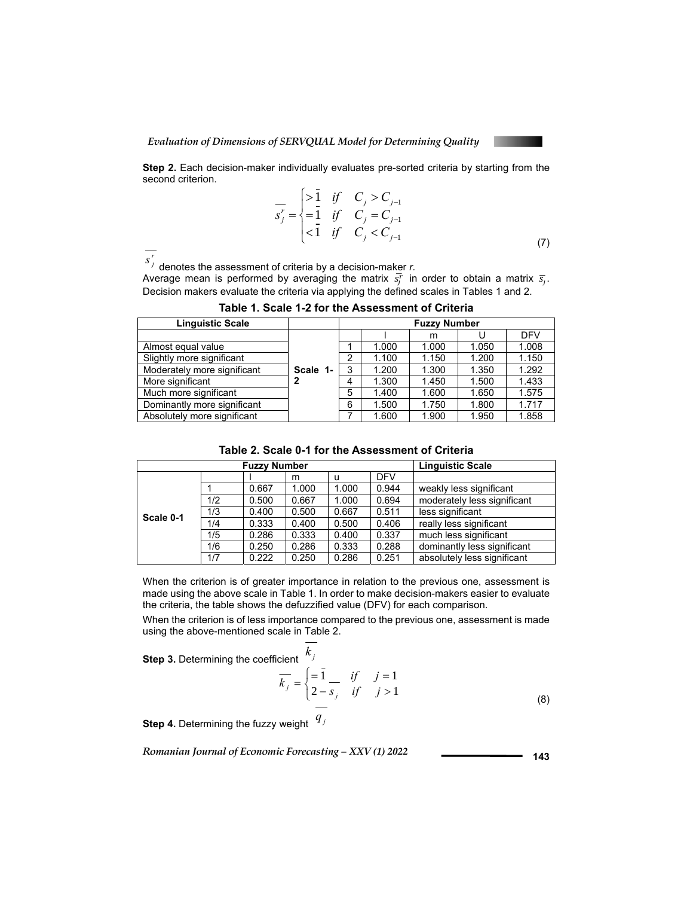**Step 2.** Each decision-maker individually evaluates pre-sorted criteria by starting from the second criterion.

$$\overline{s_j^r} = \begin{cases} >\bar{1} & if \quad C_j > C_{j-1} \\ =\bar{1} & if \quad C_j = C_{j-1} \\ <\bar{1} & if \quad C_j < C_{j-1} \end{cases} \tag{7}$$

$\overline{s_j^r}$ denotes the assessment of criteria by a decision-maker *r*.

Average mean is performed by averaging the matrix $\overline{s_j^r}$ in order to obtain a matrix $\overline{s_j}$. Decision makers evaluate the criteria via applying the defined scales in Tables 1 and 2.

**Table 1. Scale 1-2 for the Assessment of Criteria**

| Linguistic Scale | | Fuzzy Number | | | | |
|---|---|---|---|---|---|---|
| | | | l | m | U | DFV |
| Almost equal value | Scale 1-2 | 1 | 1.000 | 1.000 | 1.050 | 1.008 |
| Slightly more significant | | 2 | 1.100 | 1.150 | 1.200 | 1.150 |
| Moderately more significant | | 3 | 1.200 | 1.300 | 1.350 | 1.292 |
| More significant | | 4 | 1.300 | 1.450 | 1.500 | 1.433 |
| Much more significant | | 5 | 1.400 | 1.600 | 1.650 | 1.575 |
| Dominantly more significant | | 6 | 1.500 | 1.750 | 1.800 | 1.717 |
| Absolutely more significant | | 7 | 1.600 | 1.900 | 1.950 | 1.858 |

**Table 2. Scale 0-1 for the Assessment of Criteria**

| Fuzzy Number | | | | | | Linguistic Scale |
|---|---|---|---|---|---|---|
| | | l | m | u | DFV | |
| Scale 0-1 | 1 | 0.667 | 1.000 | 1.000 | 0.944 | weakly less significant |
| | 1/2 | 0.500 | 0.667 | 1.000 | 0.694 | moderately less significant |
| | 1/3 | 0.400 | 0.500 | 0.667 | 0.511 | less significant |
| | 1/4 | 0.333 | 0.400 | 0.500 | 0.406 | really less significant |
| | 1/5 | 0.286 | 0.333 | 0.400 | 0.337 | much less significant |
| | 1/6 | 0.250 | 0.286 | 0.333 | 0.288 | dominantly less significant |
| | 1/7 | 0.222 | 0.250 | 0.286 | 0.251 | absolutely less significant |

When the criterion is of greater importance in relation to the previous one, assessment is made using the above scale in Table 1. In order to make decision-makers easier to evaluate the criteria, the table shows the defuzzified value (DFV) for each comparison.

When the criterion is of less importance compared to the previous one, assessment is made using the above-mentioned scale in Table 2.

**Step 3.** Determining the coefficient $\overline{k_j}$

$$\overline{k_j} = \begin{cases} =\bar{1} & if \quad j = 1 \\ 2 - \overline{s_j} & if \quad j > 1 \end{cases} \tag{8}$$

**Step 4.** Determining the fuzzy weight $\overline{q_j}$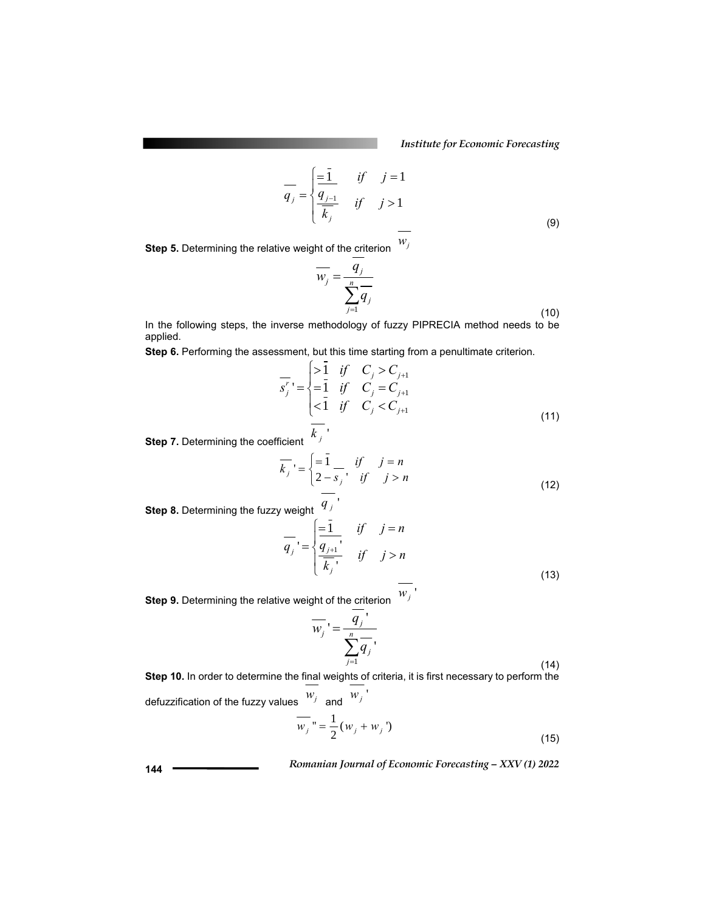$$\overline{q_j} = \begin{cases} = \bar{1} & if \quad j = 1 \\ \dfrac{\overline{q_{j-1}}}{\overline{k_j}} & if \quad j > 1 \end{cases} \tag{9}$$

**Step 5.** Determining the relative weight of the criterion $\overline{w_j}$

$$\overline{w_j} = \frac{\overline{q_j}}{\sum_{j=1}^{n} \overline{q_j}} \tag{10}$$

In the following steps, the inverse methodology of fuzzy PIPRECIA method needs to be applied.

**Step 6.** Performing the assessment, but this time starting from a penultimate criterion.

$$\overline{s_j^r}' = \begin{cases} > \bar{1} & if \quad C_j > C_{j+1} \\ = \bar{1} & if \quad C_j = C_{j+1} \\ < \bar{1} & if \quad C_j < C_{j+1} \end{cases} \tag{11}$$

**Step 7.** Determining the coefficient $\overline{k_j}'$

$$\overline{k_j}' = \begin{cases} = \bar{1} & if \quad j = n \\ 2 - \overline{s_j}' & if \quad j > n \end{cases} \tag{12}$$

**Step 8.** Determining the fuzzy weight $\overline{q_j}'$

$$\overline{q_j}' = \begin{cases} = \bar{1} & if \quad j = n \\ \dfrac{\overline{q_{j+1}}'}{\overline{k_j}'} & if \quad j > n \end{cases} \tag{13}$$

**Step 9.** Determining the relative weight of the criterion $\overline{w_j}'$

$$\overline{w_j}' = \frac{\overline{q_j}'}{\sum_{j=1}^{n} \overline{q_j}'} \tag{14}$$

**Step 10.** In order to determine the final weights of criteria, it is first necessary to perform the defuzzification of the fuzzy values $\overline{w_j}$ and $\overline{w_j}'$

$$\overline{w_j}'' = \frac{1}{2}(w_j + w_j') \tag{15}$$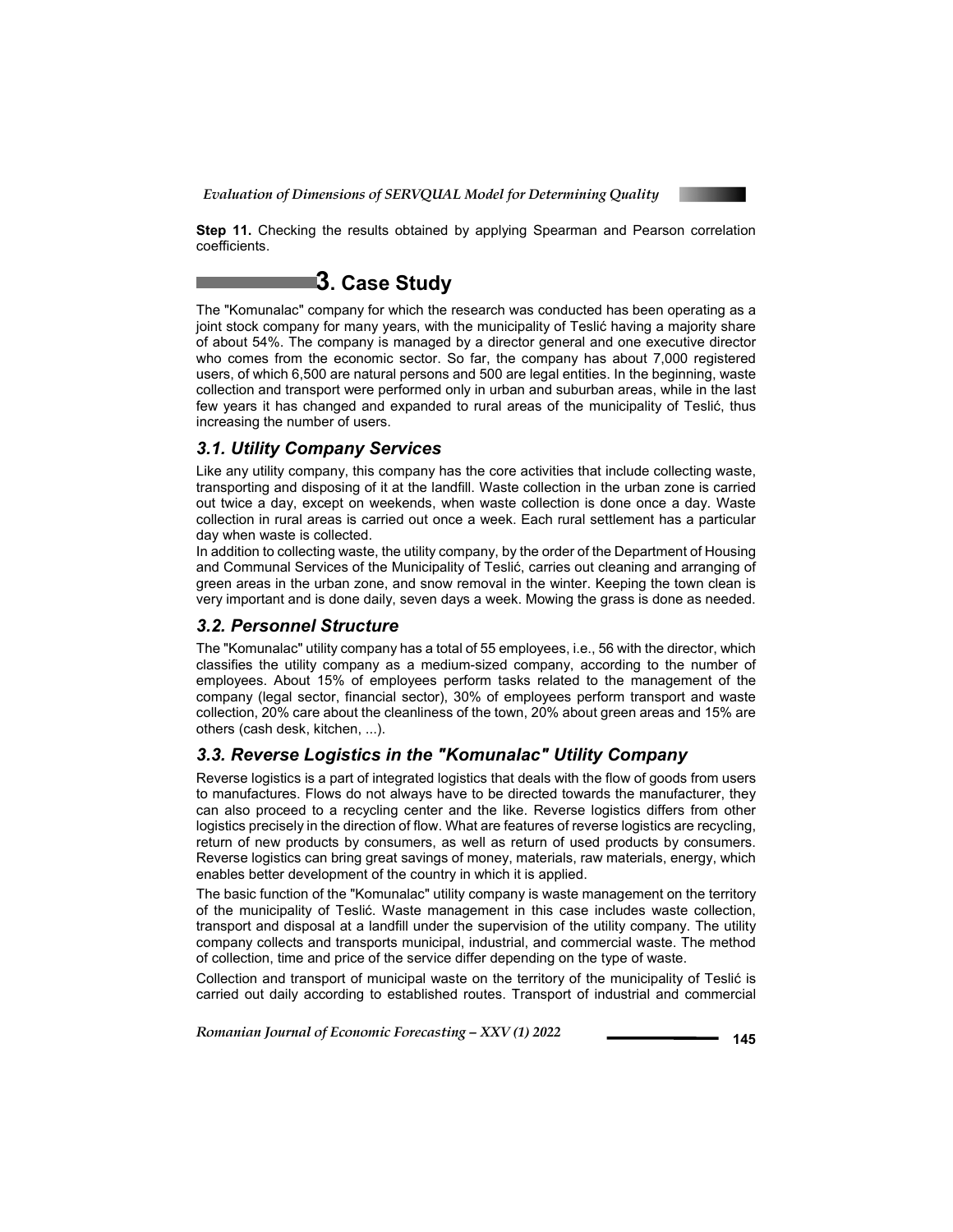**Step 11.** Checking the results obtained by applying Spearman and Pearson correlation coefficients.

# 3. Case Study

The "Komunalac" company for which the research was conducted has been operating as a joint stock company for many years, with the municipality of Teslić having a majority share of about 54%. The company is managed by a director general and one executive director who comes from the economic sector. So far, the company has about 7,000 registered users, of which 6,500 are natural persons and 500 are legal entities. In the beginning, waste collection and transport were performed only in urban and suburban areas, while in the last few years it has changed and expanded to rural areas of the municipality of Teslić, thus increasing the number of users.

## *3.1. Utility Company Services*

Like any utility company, this company has the core activities that include collecting waste, transporting and disposing of it at the landfill. Waste collection in the urban zone is carried out twice a day, except on weekends, when waste collection is done once a day. Waste collection in rural areas is carried out once a week. Each rural settlement has a particular day when waste is collected.

In addition to collecting waste, the utility company, by the order of the Department of Housing and Communal Services of the Municipality of Teslić, carries out cleaning and arranging of green areas in the urban zone, and snow removal in the winter. Keeping the town clean is very important and is done daily, seven days a week. Mowing the grass is done as needed.

## *3.2. Personnel Structure*

The "Komunalac" utility company has a total of 55 employees, i.e., 56 with the director, which classifies the utility company as a medium-sized company, according to the number of employees. About 15% of employees perform tasks related to the management of the company (legal sector, financial sector), 30% of employees perform transport and waste collection, 20% care about the cleanliness of the town, 20% about green areas and 15% are others (cash desk, kitchen, ...).

## *3.3. Reverse Logistics in the "Komunalac" Utility Company*

Reverse logistics is a part of integrated logistics that deals with the flow of goods from users to manufactures. Flows do not always have to be directed towards the manufacturer, they can also proceed to a recycling center and the like. Reverse logistics differs from other logistics precisely in the direction of flow. What are features of reverse logistics are recycling, return of new products by consumers, as well as return of used products by consumers. Reverse logistics can bring great savings of money, materials, raw materials, energy, which enables better development of the country in which it is applied.

The basic function of the "Komunalac" utility company is waste management on the territory of the municipality of Teslić. Waste management in this case includes waste collection, transport and disposal at a landfill under the supervision of the utility company. The utility company collects and transports municipal, industrial, and commercial waste. The method of collection, time and price of the service differ depending on the type of waste.

Collection and transport of municipal waste on the territory of the municipality of Teslić is carried out daily according to established routes. Transport of industrial and commercial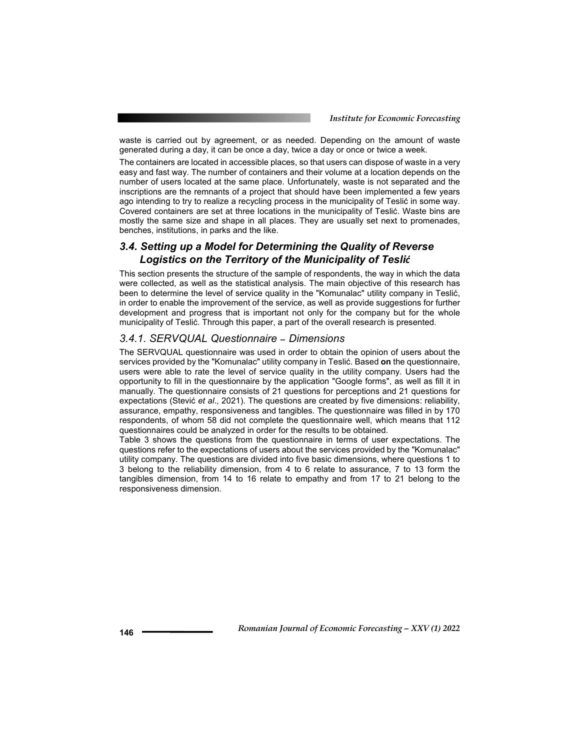waste is carried out by agreement, or as needed. Depending on the amount of waste generated during a day, it can be once a day, twice a day or once or twice a week.

The containers are located in accessible places, so that users can dispose of waste in a very easy and fast way. The number of containers and their volume at a location depends on the number of users located at the same place. Unfortunately, waste is not separated and the inscriptions are the remnants of a project that should have been implemented a few years ago intending to try to realize a recycling process in the municipality of Teslić in some way. Covered containers are set at three locations in the municipality of Teslić. Waste bins are mostly the same size and shape in all places. They are usually set next to promenades, benches, institutions, in parks and the like.

## *3.4. Setting up a Model for Determining the Quality of Reverse Logistics on the Territory of the Municipality of Teslić*

This section presents the structure of the sample of respondents, the way in which the data were collected, as well as the statistical analysis. The main objective of this research has been to determine the level of service quality in the "Komunalac" utility company in Teslić, in order to enable the improvement of the service, as well as provide suggestions for further development and progress that is important not only for the company but for the whole municipality of Teslić. Through this paper, a part of the overall research is presented.

### *3.4.1. SERVQUAL Questionnaire – Dimensions*

The SERVQUAL questionnaire was used in order to obtain the opinion of users about the services provided by the "Komunalac" utility company in Teslić. Based **on** the questionnaire, users were able to rate the level of service quality in the utility company. Users had the opportunity to fill in the questionnaire by the application "Google forms", as well as fill it in manually. The questionnaire consists of 21 questions for perceptions and 21 questions for expectations (Stević *et al*., 2021). The questions are created by five dimensions: reliability, assurance, empathy, responsiveness and tangibles. The questionnaire was filled in by 170 respondents, of whom 58 did not complete the questionnaire well, which means that 112 questionnaires could be analyzed in order for the results to be obtained.

Table 3 shows the questions from the questionnaire in terms of user expectations. The questions refer to the expectations of users about the services provided by the "Komunalac" utility company. The questions are divided into five basic dimensions, where questions 1 to 3 belong to the reliability dimension, from 4 to 6 relate to assurance, 7 to 13 form the tangibles dimension, from 14 to 16 relate to empathy and from 17 to 21 belong to the responsiveness dimension.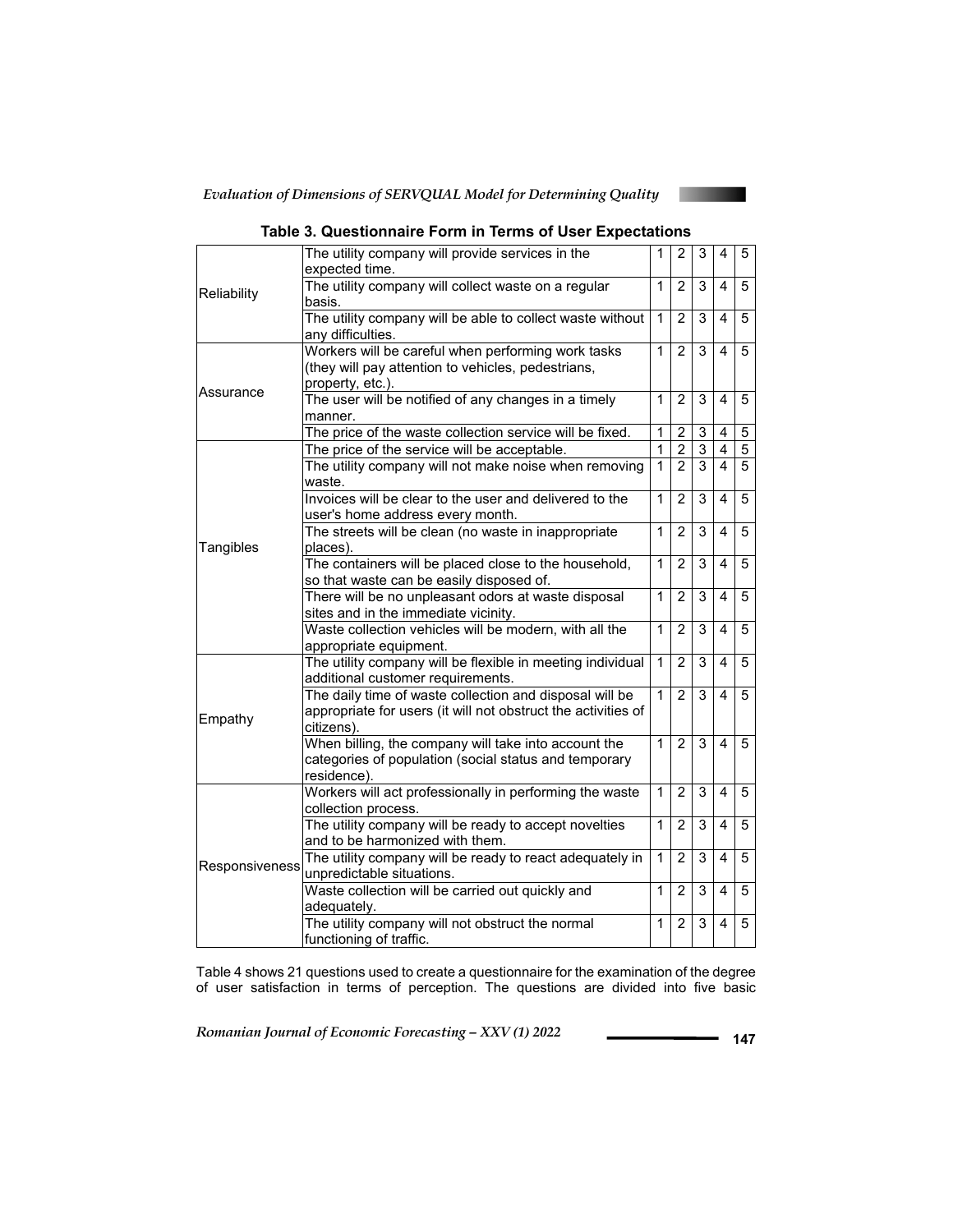**Table 3. Questionnaire Form in Terms of User Expectations**

| | | | | | | |
|---|---|---|---|---|---|---|
| Reliability | The utility company will provide services in the expected time. | 1 | 2 | 3 | 4 | 5 |
| | The utility company will collect waste on a regular basis. | 1 | 2 | 3 | 4 | 5 |
| | The utility company will be able to collect waste without any difficulties. | 1 | 2 | 3 | 4 | 5 |
| Assurance | Workers will be careful when performing work tasks (they will pay attention to vehicles, pedestrians, property, etc.). | 1 | 2 | 3 | 4 | 5 |
| | The user will be notified of any changes in a timely manner. | 1 | 2 | 3 | 4 | 5 |
| | The price of the waste collection service will be fixed. | 1 | 2 | 3 | 4 | 5 |
| Tangibles | The price of the service will be acceptable. | 1 | 2 | 3 | 4 | 5 |
| | The utility company will not make noise when removing waste. | 1 | 2 | 3 | 4 | 5 |
| | Invoices will be clear to the user and delivered to the user's home address every month. | 1 | 2 | 3 | 4 | 5 |
| | The streets will be clean (no waste in inappropriate places). | 1 | 2 | 3 | 4 | 5 |
| | The containers will be placed close to the household, so that waste can be easily disposed of. | 1 | 2 | 3 | 4 | 5 |
| | There will be no unpleasant odors at waste disposal sites and in the immediate vicinity. | 1 | 2 | 3 | 4 | 5 |
| | Waste collection vehicles will be modern, with all the appropriate equipment. | 1 | 2 | 3 | 4 | 5 |
| Empathy | The utility company will be flexible in meeting individual additional customer requirements. | 1 | 2 | 3 | 4 | 5 |
| | The daily time of waste collection and disposal will be appropriate for users (it will not obstruct the activities of citizens). | 1 | 2 | 3 | 4 | 5 |
| | When billing, the company will take into account the categories of population (social status and temporary residence). | 1 | 2 | 3 | 4 | 5 |
| Responsiveness | Workers will act professionally in performing the waste collection process. | 1 | 2 | 3 | 4 | 5 |
| | The utility company will be ready to accept novelties and to be harmonized with them. | 1 | 2 | 3 | 4 | 5 |
| | The utility company will be ready to react adequately in unpredictable situations. | 1 | 2 | 3 | 4 | 5 |
| | Waste collection will be carried out quickly and adequately. | 1 | 2 | 3 | 4 | 5 |
| | The utility company will not obstruct the normal functioning of traffic. | 1 | 2 | 3 | 4 | 5 |

Table 4 shows 21 questions used to create a questionnaire for the examination of the degree of user satisfaction in terms of perception. The questions are divided into five basic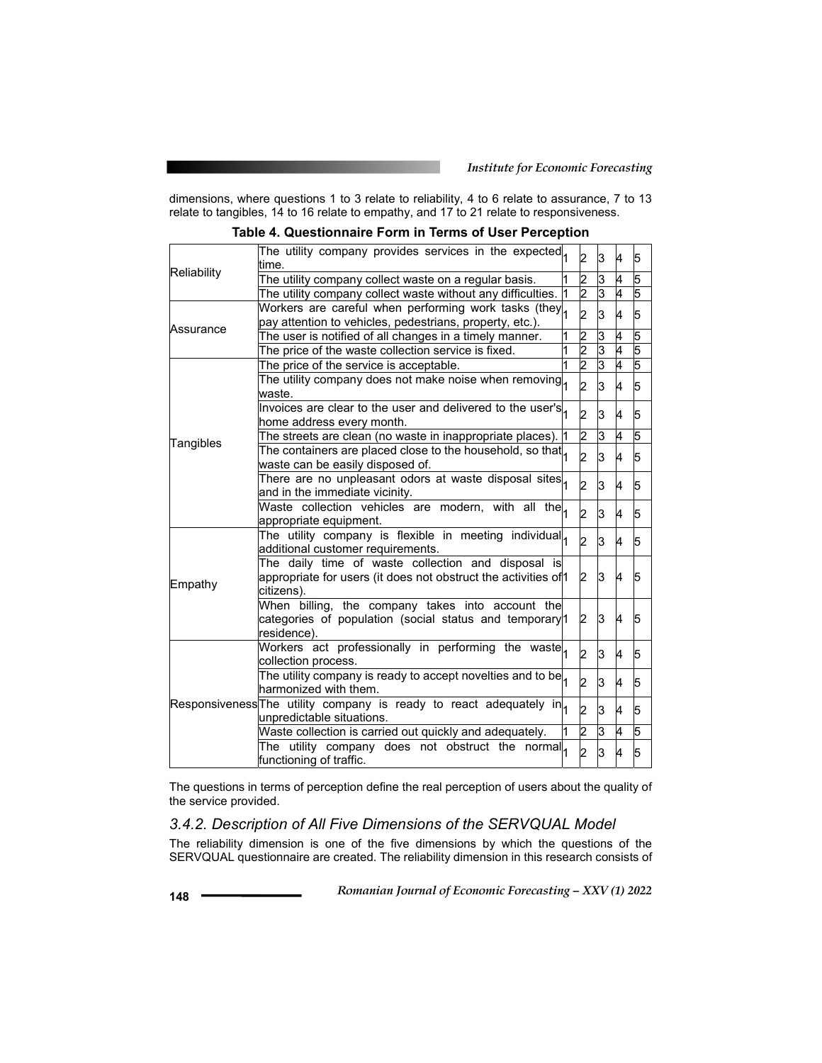dimensions, where questions 1 to 3 relate to reliability, 4 to 6 relate to assurance, 7 to 13 relate to tangibles, 14 to 16 relate to empathy, and 17 to 21 relate to responsiveness.

**Table 4. Questionnaire Form in Terms of User Perception**

| | | | | | | |
|---|---|---|---|---|---|---|
| Reliability | The utility company provides services in the expected time. | 1 | 2 | 3 | 4 | 5 |
| | The utility company collect waste on a regular basis. | 1 | 2 | 3 | 4 | 5 |
| | The utility company collect waste without any difficulties. | 1 | 2 | 3 | 4 | 5 |
| Assurance | Workers are careful when performing work tasks (they pay attention to vehicles, pedestrians, property, etc.). | 1 | 2 | 3 | 4 | 5 |
| | The user is notified of all changes in a timely manner. | 1 | 2 | 3 | 4 | 5 |
| | The price of the waste collection service is fixed. | 1 | 2 | 3 | 4 | 5 |
| Tangibles | The price of the service is acceptable. | 1 | 2 | 3 | 4 | 5 |
| | The utility company does not make noise when removing waste. | 1 | 2 | 3 | 4 | 5 |
| | Invoices are clear to the user and delivered to the user's home address every month. | 1 | 2 | 3 | 4 | 5 |
| | The streets are clean (no waste in inappropriate places). | 1 | 2 | 3 | 4 | 5 |
| | The containers are placed close to the household, so that waste can be easily disposed of. | 1 | 2 | 3 | 4 | 5 |
| | There are no unpleasant odors at waste disposal sites and in the immediate vicinity. | 1 | 2 | 3 | 4 | 5 |
| | Waste collection vehicles are modern, with all the appropriate equipment. | 1 | 2 | 3 | 4 | 5 |
| Empathy | The utility company is flexible in meeting individual additional customer requirements. | 1 | 2 | 3 | 4 | 5 |
| | The daily time of waste collection and disposal is appropriate for users (it does not obstruct the activities of citizens). | 1 | 2 | 3 | 4 | 5 |
| | When billing, the company takes into account the categories of population (social status and temporary residence). | 1 | 2 | 3 | 4 | 5 |
| Responsiveness | Workers act professionally in performing the waste collection process. | 1 | 2 | 3 | 4 | 5 |
| | The utility company is ready to accept novelties and to be harmonized with them. | 1 | 2 | 3 | 4 | 5 |
| | The utility company is ready to react adequately in unpredictable situations. | 1 | 2 | 3 | 4 | 5 |
| | Waste collection is carried out quickly and adequately. | 1 | 2 | 3 | 4 | 5 |
| | The utility company does not obstruct the normal functioning of traffic. | 1 | 2 | 3 | 4 | 5 |

The questions in terms of perception define the real perception of users about the quality of the service provided.

### *3.4.2. Description of All Five Dimensions of the SERVQUAL Model*

The reliability dimension is one of the five dimensions by which the questions of the SERVQUAL questionnaire are created. The reliability dimension in this research consists of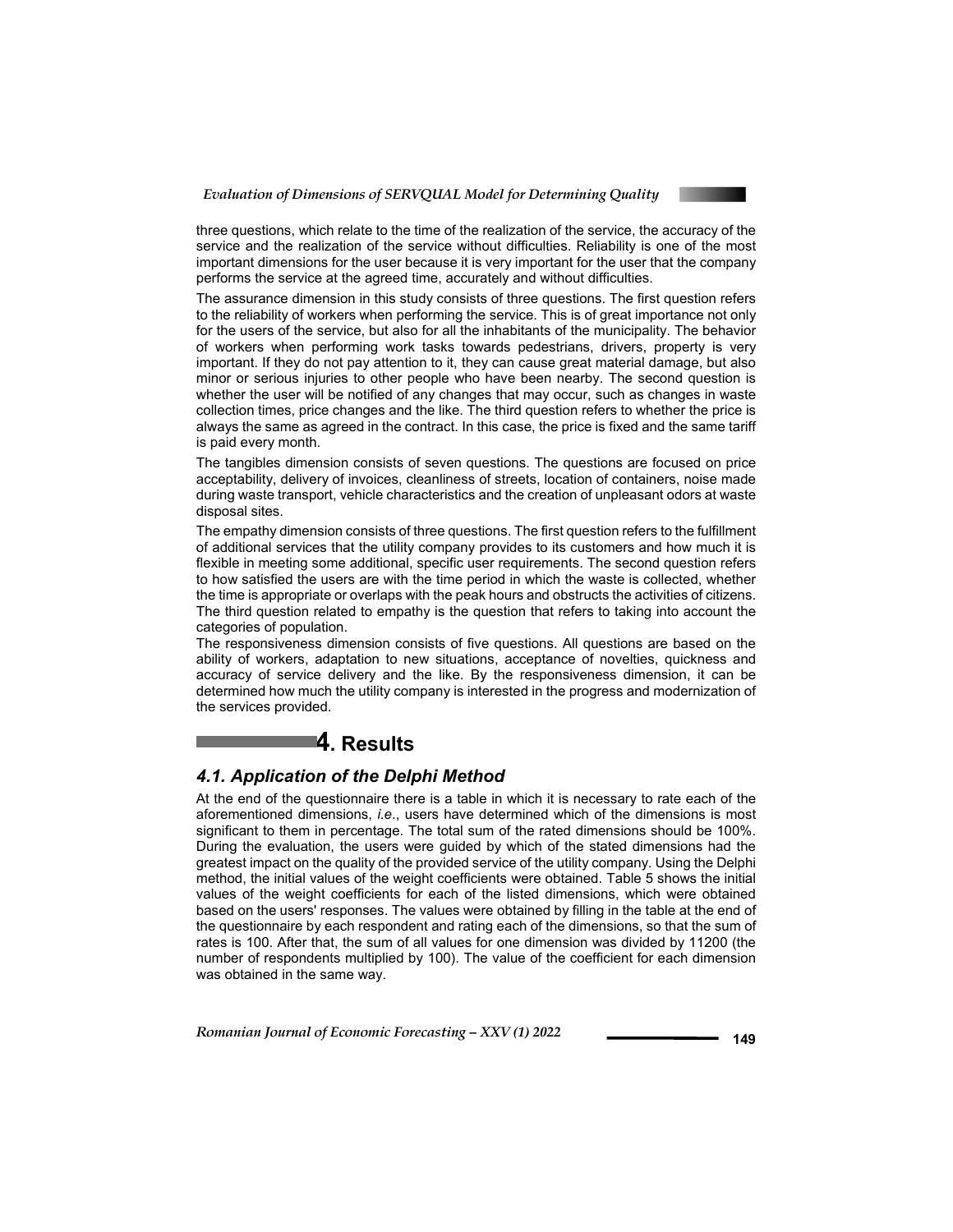three questions, which relate to the time of the realization of the service, the accuracy of the service and the realization of the service without difficulties. Reliability is one of the most important dimensions for the user because it is very important for the user that the company performs the service at the agreed time, accurately and without difficulties.

The assurance dimension in this study consists of three questions. The first question refers to the reliability of workers when performing the service. This is of great importance not only for the users of the service, but also for all the inhabitants of the municipality. The behavior of workers when performing work tasks towards pedestrians, drivers, property is very important. If they do not pay attention to it, they can cause great material damage, but also minor or serious injuries to other people who have been nearby. The second question is whether the user will be notified of any changes that may occur, such as changes in waste collection times, price changes and the like. The third question refers to whether the price is always the same as agreed in the contract. In this case, the price is fixed and the same tariff is paid every month.

The tangibles dimension consists of seven questions. The questions are focused on price acceptability, delivery of invoices, cleanliness of streets, location of containers, noise made during waste transport, vehicle characteristics and the creation of unpleasant odors at waste disposal sites.

The empathy dimension consists of three questions. The first question refers to the fulfillment of additional services that the utility company provides to its customers and how much it is flexible in meeting some additional, specific user requirements. The second question refers to how satisfied the users are with the time period in which the waste is collected, whether the time is appropriate or overlaps with the peak hours and obstructs the activities of citizens. The third question related to empathy is the question that refers to taking into account the categories of population.

The responsiveness dimension consists of five questions. All questions are based on the ability of workers, adaptation to new situations, acceptance of novelties, quickness and accuracy of service delivery and the like. By the responsiveness dimension, it can be determined how much the utility company is interested in the progress and modernization of the services provided.

# 4. Results

## *4.1. Application of the Delphi Method*

At the end of the questionnaire there is a table in which it is necessary to rate each of the aforementioned dimensions, *i.e.*, users have determined which of the dimensions is most significant to them in percentage. The total sum of the rated dimensions should be 100%. During the evaluation, the users were guided by which of the stated dimensions had the greatest impact on the quality of the provided service of the utility company. Using the Delphi method, the initial values of the weight coefficients were obtained. Table 5 shows the initial values of the weight coefficients for each of the listed dimensions, which were obtained based on the users' responses. The values were obtained by filling in the table at the end of the questionnaire by each respondent and rating each of the dimensions, so that the sum of rates is 100. After that, the sum of all values for one dimension was divided by 11200 (the number of respondents multiplied by 100). The value of the coefficient for each dimension was obtained in the same way.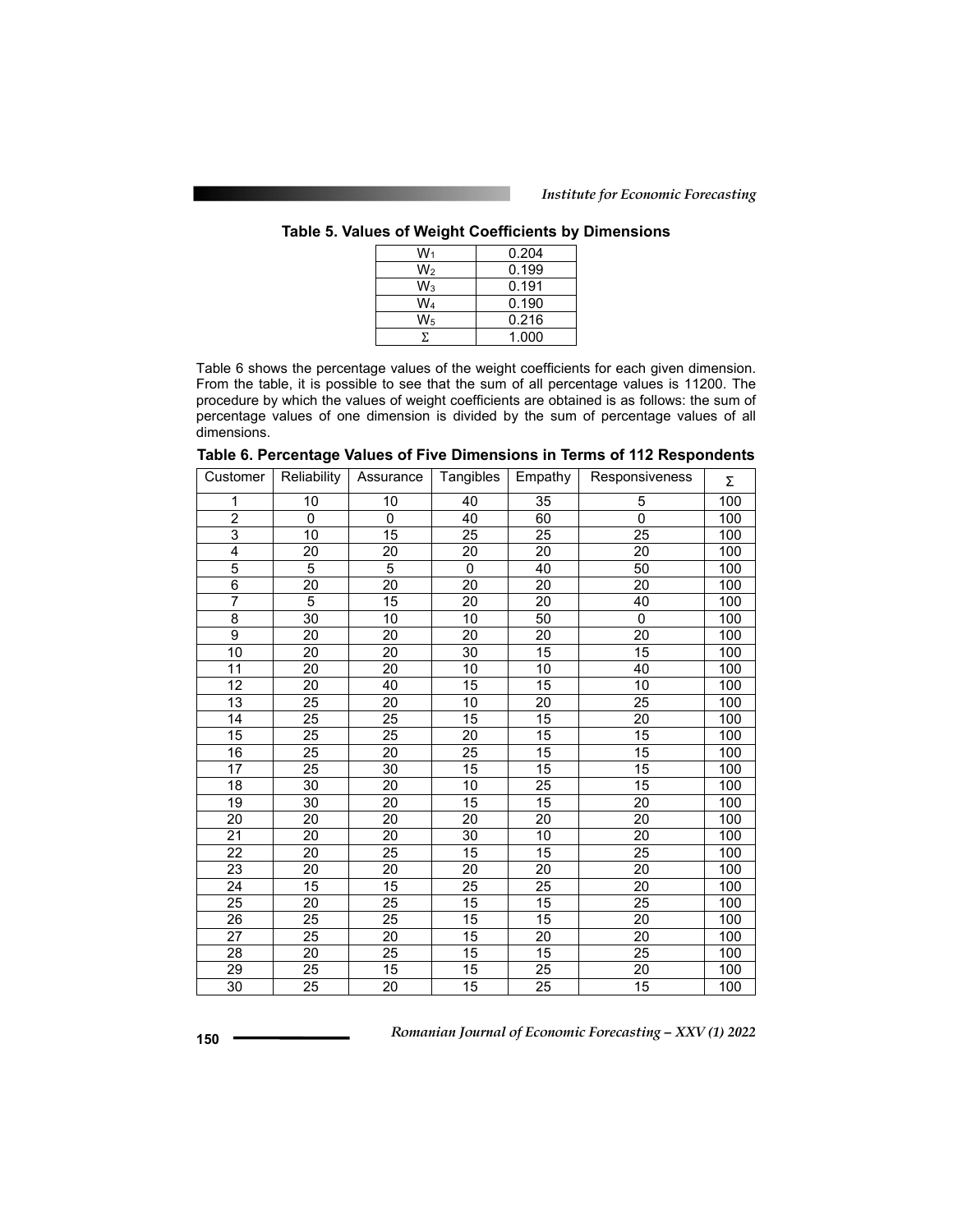**Table 5. Values of Weight Coefficients by Dimensions**

| | |
|---|---|
| $W_1$ | 0.204 |
| $W_2$ | 0.199 |
| $W_3$ | 0.191 |
| $W_4$ | 0.190 |
| $W_5$ | 0.216 |
| Σ | 1.000 |

Table 6 shows the percentage values of the weight coefficients for each given dimension. From the table, it is possible to see that the sum of all percentage values is 11200. The procedure by which the values of weight coefficients are obtained is as follows: the sum of percentage values of one dimension is divided by the sum of percentage values of all dimensions.

**Table 6. Percentage Values of Five Dimensions in Terms of 112 Respondents**

| Customer | Reliability | Assurance | Tangibles | Empathy | Responsiveness | Σ |
|---|---|---|---|---|---|---|
| 1 | 10 | 10 | 40 | 35 | 5 | 100 |
| 2 | 0 | 0 | 40 | 60 | 0 | 100 |
| 3 | 10 | 15 | 25 | 25 | 25 | 100 |
| 4 | 20 | 20 | 20 | 20 | 20 | 100 |
| 5 | 5 | 5 | 0 | 40 | 50 | 100 |
| 6 | 20 | 20 | 20 | 20 | 20 | 100 |
| 7 | 5 | 15 | 20 | 20 | 40 | 100 |
| 8 | 30 | 10 | 10 | 50 | 0 | 100 |
| 9 | 20 | 20 | 20 | 20 | 20 | 100 |
| 10 | 20 | 20 | 30 | 15 | 15 | 100 |
| 11 | 20 | 20 | 10 | 10 | 40 | 100 |
| 12 | 20 | 40 | 15 | 15 | 10 | 100 |
| 13 | 25 | 20 | 10 | 20 | 25 | 100 |
| 14 | 25 | 25 | 15 | 15 | 20 | 100 |
| 15 | 25 | 25 | 20 | 15 | 15 | 100 |
| 16 | 25 | 20 | 25 | 15 | 15 | 100 |
| 17 | 25 | 30 | 15 | 15 | 15 | 100 |
| 18 | 30 | 20 | 10 | 25 | 15 | 100 |
| 19 | 30 | 20 | 15 | 15 | 20 | 100 |
| 20 | 20 | 20 | 20 | 20 | 20 | 100 |
| 21 | 20 | 20 | 30 | 10 | 20 | 100 |
| 22 | 20 | 25 | 15 | 15 | 25 | 100 |
| 23 | 20 | 20 | 20 | 20 | 20 | 100 |
| 24 | 15 | 15 | 25 | 25 | 20 | 100 |
| 25 | 20 | 25 | 15 | 15 | 25 | 100 |
| 26 | 25 | 25 | 15 | 15 | 20 | 100 |
| 27 | 25 | 20 | 15 | 20 | 20 | 100 |
| 28 | 20 | 25 | 15 | 15 | 25 | 100 |
| 29 | 25 | 15 | 15 | 25 | 20 | 100 |
| 30 | 25 | 20 | 15 | 25 | 15 | 100 |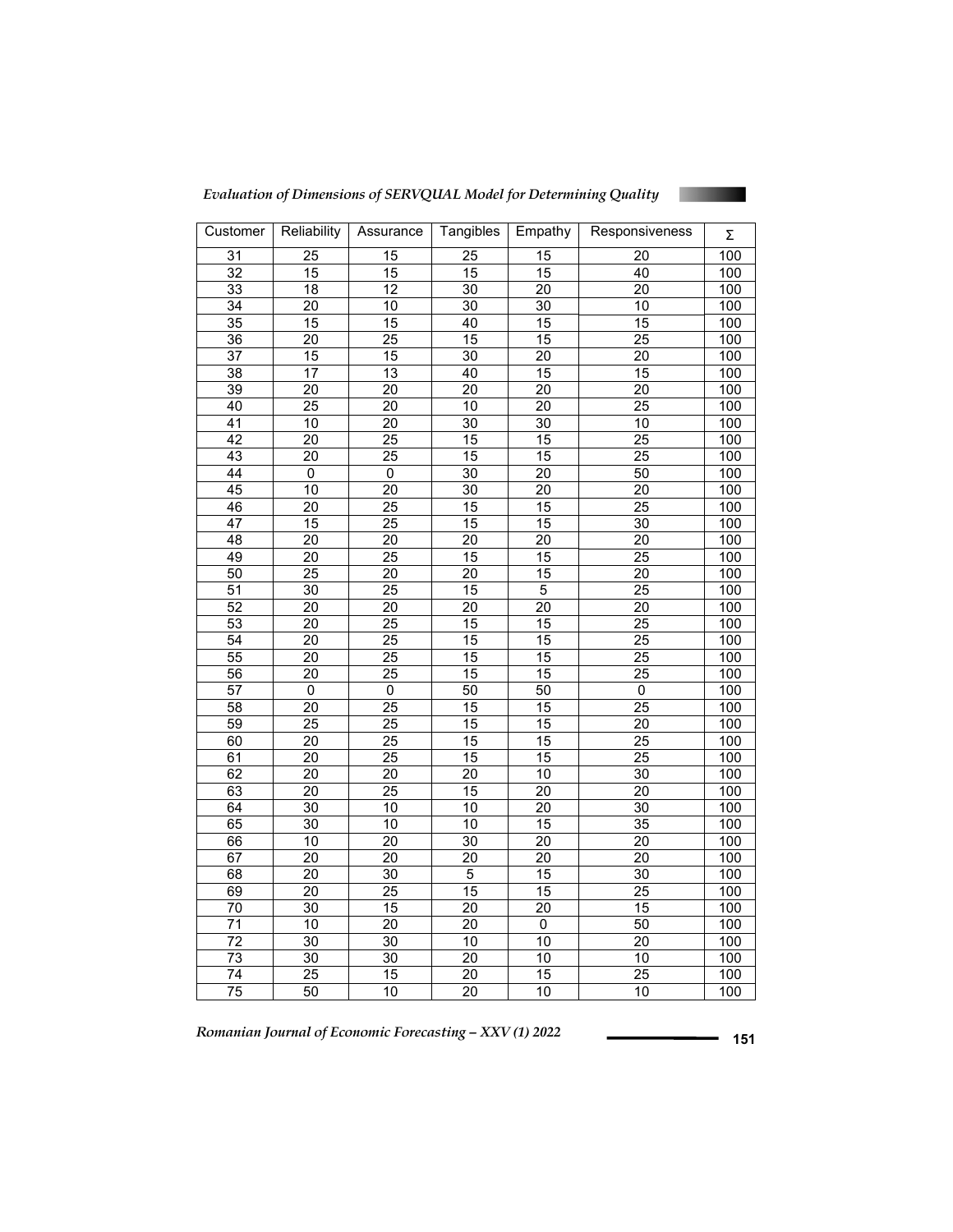| Customer | Reliability | Assurance | Tangibles | Empathy | Responsiveness | Σ |
|---|---|---|---|---|---|---|
| 31 | 25 | 15 | 25 | 15 | 20 | 100 |
| 32 | 15 | 15 | 15 | 15 | 40 | 100 |
| 33 | 18 | 12 | 30 | 20 | 20 | 100 |
| 34 | 20 | 10 | 30 | 30 | 10 | 100 |
| 35 | 15 | 15 | 40 | 15 | 15 | 100 |
| 36 | 20 | 25 | 15 | 15 | 25 | 100 |
| 37 | 15 | 15 | 30 | 20 | 20 | 100 |
| 38 | 17 | 13 | 40 | 15 | 15 | 100 |
| 39 | 20 | 20 | 20 | 20 | 20 | 100 |
| 40 | 25 | 20 | 10 | 20 | 25 | 100 |
| 41 | 10 | 20 | 30 | 30 | 10 | 100 |
| 42 | 20 | 25 | 15 | 15 | 25 | 100 |
| 43 | 20 | 25 | 15 | 15 | 25 | 100 |
| 44 | 0 | 0 | 30 | 20 | 50 | 100 |
| 45 | 10 | 20 | 30 | 20 | 20 | 100 |
| 46 | 20 | 25 | 15 | 15 | 25 | 100 |
| 47 | 15 | 25 | 15 | 15 | 30 | 100 |
| 48 | 20 | 20 | 20 | 20 | 20 | 100 |
| 49 | 20 | 25 | 15 | 15 | 25 | 100 |
| 50 | 25 | 20 | 20 | 15 | 20 | 100 |
| 51 | 30 | 25 | 15 | 5 | 25 | 100 |
| 52 | 20 | 20 | 20 | 20 | 20 | 100 |
| 53 | 20 | 25 | 15 | 15 | 25 | 100 |
| 54 | 20 | 25 | 15 | 15 | 25 | 100 |
| 55 | 20 | 25 | 15 | 15 | 25 | 100 |
| 56 | 20 | 25 | 15 | 15 | 25 | 100 |
| 57 | 0 | 0 | 50 | 50 | 0 | 100 |
| 58 | 20 | 25 | 15 | 15 | 25 | 100 |
| 59 | 25 | 25 | 15 | 15 | 20 | 100 |
| 60 | 20 | 25 | 15 | 15 | 25 | 100 |
| 61 | 20 | 25 | 15 | 15 | 25 | 100 |
| 62 | 20 | 20 | 20 | 10 | 30 | 100 |
| 63 | 20 | 25 | 15 | 20 | 20 | 100 |
| 64 | 30 | 10 | 10 | 20 | 30 | 100 |
| 65 | 30 | 10 | 10 | 15 | 35 | 100 |
| 66 | 10 | 20 | 30 | 20 | 20 | 100 |
| 67 | 20 | 20 | 20 | 20 | 20 | 100 |
| 68 | 20 | 30 | 5 | 15 | 30 | 100 |
| 69 | 20 | 25 | 15 | 15 | 25 | 100 |
| 70 | 30 | 15 | 20 | 20 | 15 | 100 |
| 71 | 10 | 20 | 20 | 0 | 50 | 100 |
| 72 | 30 | 30 | 10 | 10 | 20 | 100 |
| 73 | 30 | 30 | 20 | 10 | 10 | 100 |
| 74 | 25 | 15 | 20 | 15 | 25 | 100 |
| 75 | 50 | 10 | 20 | 10 | 10 | 100 |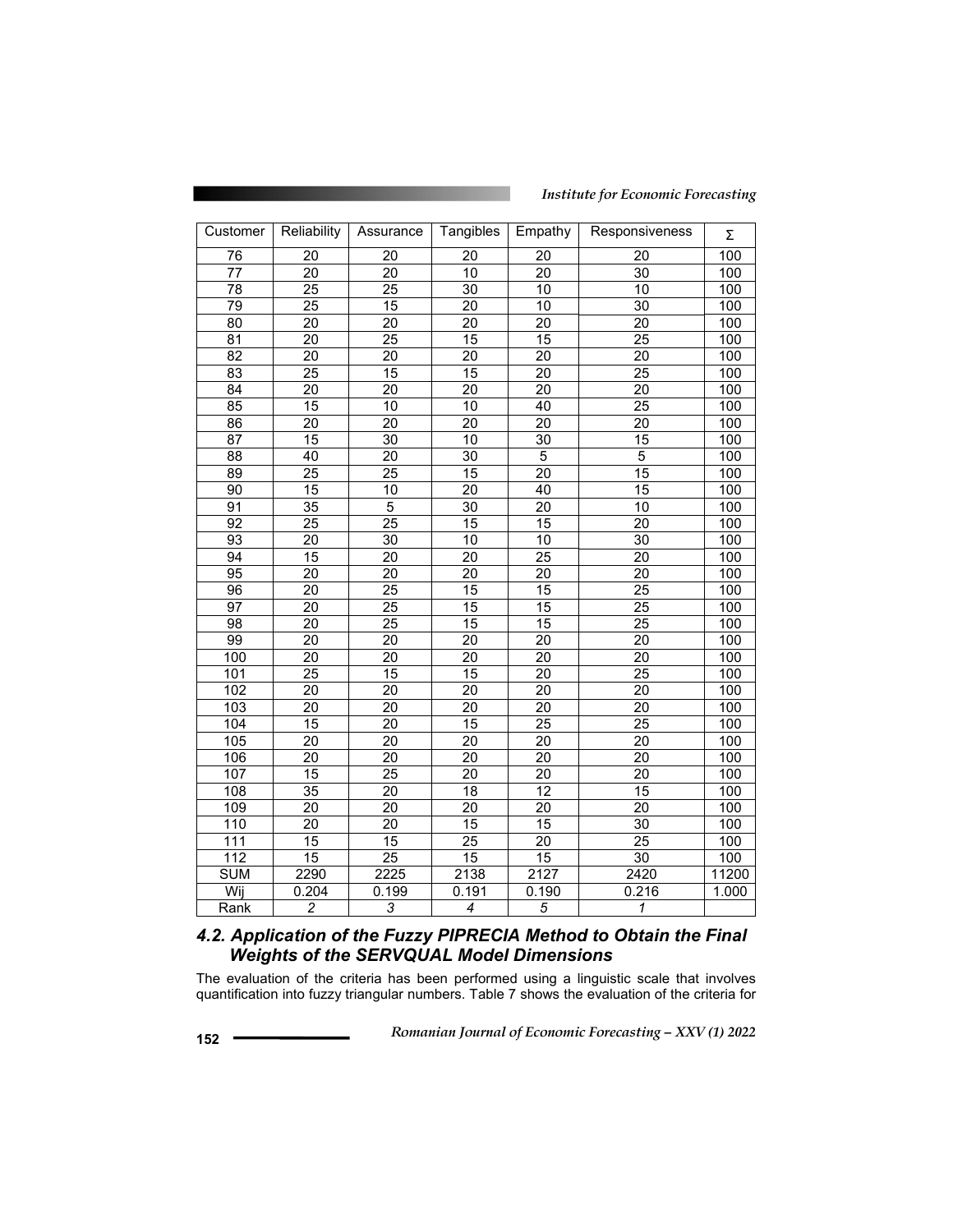| Customer | Reliability | Assurance | Tangibles | Empathy | Responsiveness | Σ |
|---|---|---|---|---|---|---|
| 76 | 20 | 20 | 20 | 20 | 20 | 100 |
| 77 | 20 | 20 | 10 | 20 | 30 | 100 |
| 78 | 25 | 25 | 30 | 10 | 10 | 100 |
| 79 | 25 | 15 | 20 | 10 | 30 | 100 |
| 80 | 20 | 20 | 20 | 20 | 20 | 100 |
| 81 | 20 | 25 | 15 | 15 | 25 | 100 |
| 82 | 20 | 20 | 20 | 20 | 20 | 100 |
| 83 | 25 | 15 | 15 | 20 | 25 | 100 |
| 84 | 20 | 20 | 20 | 20 | 20 | 100 |
| 85 | 15 | 10 | 10 | 40 | 25 | 100 |
| 86 | 20 | 20 | 20 | 20 | 20 | 100 |
| 87 | 15 | 30 | 10 | 30 | 15 | 100 |
| 88 | 40 | 20 | 30 | 5 | 5 | 100 |
| 89 | 25 | 25 | 15 | 20 | 15 | 100 |
| 90 | 15 | 10 | 20 | 40 | 15 | 100 |
| 91 | 35 | 5 | 30 | 20 | 10 | 100 |
| 92 | 25 | 25 | 15 | 15 | 20 | 100 |
| 93 | 20 | 30 | 10 | 10 | 30 | 100 |
| 94 | 15 | 20 | 20 | 25 | 20 | 100 |
| 95 | 20 | 20 | 20 | 20 | 20 | 100 |
| 96 | 20 | 25 | 15 | 15 | 25 | 100 |
| 97 | 20 | 25 | 15 | 15 | 25 | 100 |
| 98 | 20 | 25 | 15 | 15 | 25 | 100 |
| 99 | 20 | 20 | 20 | 20 | 20 | 100 |
| 100 | 20 | 20 | 20 | 20 | 20 | 100 |
| 101 | 25 | 15 | 15 | 20 | 25 | 100 |
| 102 | 20 | 20 | 20 | 20 | 20 | 100 |
| 103 | 20 | 20 | 20 | 20 | 20 | 100 |
| 104 | 15 | 20 | 15 | 25 | 25 | 100 |
| 105 | 20 | 20 | 20 | 20 | 20 | 100 |
| 106 | 20 | 20 | 20 | 20 | 20 | 100 |
| 107 | 15 | 25 | 20 | 20 | 20 | 100 |
| 108 | 35 | 20 | 18 | 12 | 15 | 100 |
| 109 | 20 | 20 | 20 | 20 | 20 | 100 |
| 110 | 20 | 20 | 15 | 15 | 30 | 100 |
| 111 | 15 | 15 | 25 | 20 | 25 | 100 |
| 112 | 15 | 25 | 15 | 15 | 30 | 100 |
| SUM | 2290 | 2225 | 2138 | 2127 | 2420 | 11200 |
| Wij | 0.204 | 0.199 | 0.191 | 0.190 | 0.216 | 1.000 |
| Rank | *2* | *3* | *4* | *5* | *1* | |

### *4.2. Application of the Fuzzy PIPRECIA Method to Obtain the Final Weights of the SERVQUAL Model Dimensions*

The evaluation of the criteria has been performed using a linguistic scale that involves quantification into fuzzy triangular numbers. Table 7 shows the evaluation of the criteria for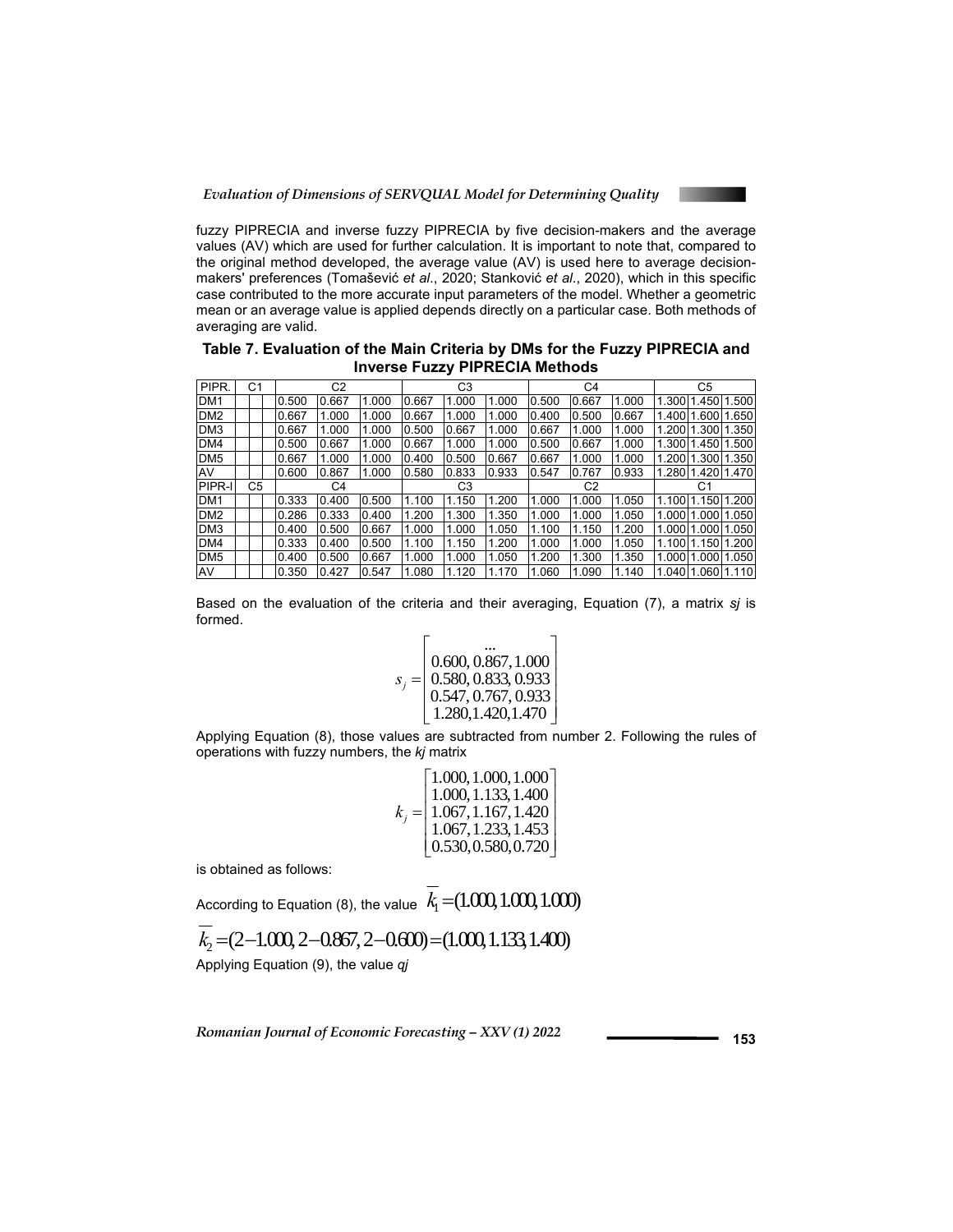fuzzy PIPRECIA and inverse fuzzy PIPRECIA by five decision-makers and the average values (AV) which are used for further calculation. It is important to note that, compared to the original method developed, the average value (AV) is used here to average decision-makers' preferences (Tomašević *et al*., 2020; Stanković *et al*., 2020), which in this specific case contributed to the more accurate input parameters of the model. Whether a geometric mean or an average value is applied depends directly on a particular case. Both methods of averaging are valid.

**Table 7. Evaluation of the Main Criteria by DMs for the Fuzzy PIPRECIA and Inverse Fuzzy PIPRECIA Methods**

| PIPR. | C1 | | | C2 | | | C3 | | | C4 | | | C5 | | |
|---|---|---|---|---|---|---|---|---|---|---|---|---|---|---|---|
| DM1 | | | | 0.500 | 0.667 | 1.000 | 0.667 | 1.000 | 1.000 | 0.500 | 0.667 | 1.000 | 1.300 | 1.450 | 1.500 |
| DM2 | | | | 0.667 | 1.000 | 1.000 | 0.667 | 1.000 | 1.000 | 0.400 | 0.500 | 0.667 | 1.400 | 1.600 | 1.650 |
| DM3 | | | | 0.667 | 1.000 | 1.000 | 0.500 | 0.667 | 1.000 | 0.667 | 1.000 | 1.000 | 1.200 | 1.300 | 1.350 |
| DM4 | | | | 0.500 | 0.667 | 1.000 | 0.667 | 1.000 | 1.000 | 0.500 | 0.667 | 1.000 | 1.300 | 1.450 | 1.500 |
| DM5 | | | | 0.667 | 1.000 | 1.000 | 0.400 | 0.500 | 0.667 | 0.667 | 1.000 | 1.000 | 1.200 | 1.300 | 1.350 |
| AV | | | | 0.600 | 0.867 | 1.000 | 0.580 | 0.833 | 0.933 | 0.547 | 0.767 | 0.933 | 1.280 | 1.420 | 1.470 |
| PIPR-I | C5 | | | C4 | | | C3 | | | C2 | | | C1 | | |
| DM1 | | | | 0.333 | 0.400 | 0.500 | 1.100 | 1.150 | 1.200 | 1.000 | 1.000 | 1.050 | 1.100 | 1.150 | 1.200 |
| DM2 | | | | 0.286 | 0.333 | 0.400 | 1.200 | 1.300 | 1.350 | 1.000 | 1.000 | 1.050 | 1.000 | 1.000 | 1.050 |
| DM3 | | | | 0.400 | 0.500 | 0.667 | 1.000 | 1.000 | 1.050 | 1.100 | 1.150 | 1.200 | 1.000 | 1.000 | 1.050 |
| DM4 | | | | 0.333 | 0.400 | 0.500 | 1.100 | 1.150 | 1.200 | 1.000 | 1.000 | 1.050 | 1.100 | 1.150 | 1.200 |
| DM5 | | | | 0.400 | 0.500 | 0.667 | 1.000 | 1.000 | 1.050 | 1.200 | 1.300 | 1.350 | 1.000 | 1.000 | 1.050 |
| AV | | | | 0.350 | 0.427 | 0.547 | 1.080 | 1.120 | 1.170 | 1.060 | 1.090 | 1.140 | 1.040 | 1.060 | 1.110 |

Based on the evaluation of the criteria and their averaging, Equation (7), a matrix *sj* is formed.

$$s_j = \begin{bmatrix} \dots \\ 0.600, 0.867, 1.000 \\ 0.580, 0.833, 0.933 \\ 0.547, 0.767, 0.933 \\ 1.280, 1.420, 1.470 \end{bmatrix}$$

Applying Equation (8), those values are subtracted from number 2. Following the rules of operations with fuzzy numbers, the *kj* matrix

$$k_j = \begin{bmatrix} 1.000, 1.000, 1.000 \\ 1.000, 1.133, 1.400 \\ 1.067, 1.167, 1.420 \\ 1.067, 1.233, 1.453 \\ 0.530, 0.580, 0.720 \end{bmatrix}$$

is obtained as follows:

According to Equation (8), the value $\overline{k_1} = (1.000, 1.000, 1.000)$

$$\overline{k_2} = (2-1.000, 2-0.867, 2-0.600) = (1.000, 1.133, 1.400)$$

Applying Equation (9), the value *qj*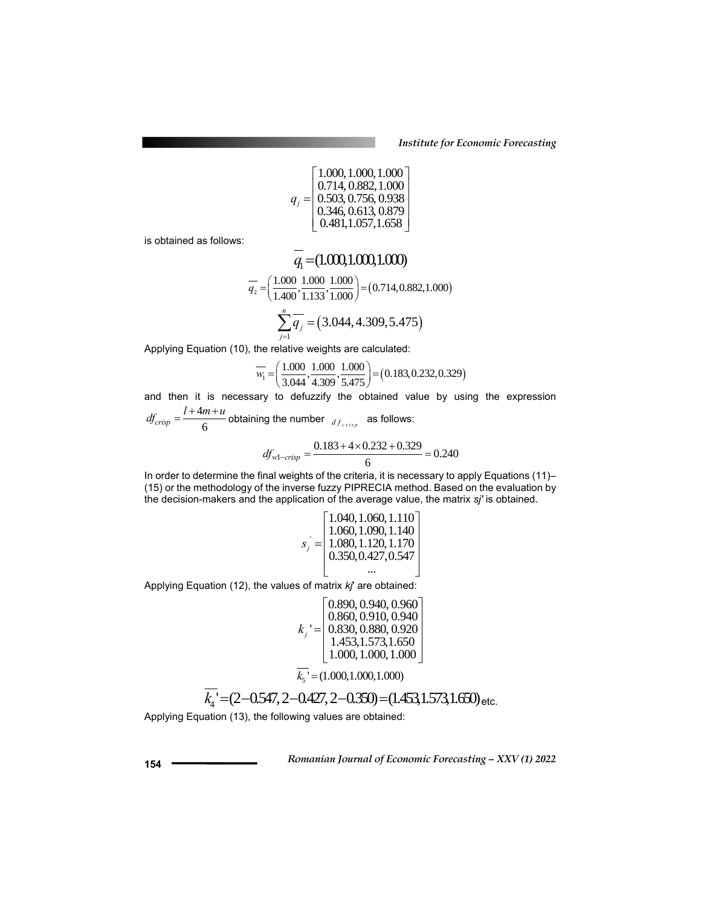$$q_j = \begin{bmatrix} 1.000, 1.000, 1.000 \\ 0.714, 0.882, 1.000 \\ 0.503, 0.756, 0.938 \\ 0.346, 0.613, 0.879 \\ 0.481, 1.057, 1.658 \end{bmatrix}$$

is obtained as follows:

$$\overline{q_1} = (1.000, 1.000, 1.000)$$

$$\overline{q_2} = \left( \frac{1.000}{1.400}, \frac{1.000}{1.133}, \frac{1.000}{1.000} \right) = (0.714, 0.882, 1.000)$$

$$\sum_{j=1}^{n} \overline{q_j} = (3.044, 4.309, 5.475)$$

Applying Equation (10), the relative weights are calculated:

$$\overline{w_1} = \left( \frac{1.000}{3.044}, \frac{1.000}{4.309}, \frac{1.000}{5.475} \right) = (0.183, 0.232, 0.329)$$

and then it is necessary to defuzzify the obtained value by using the expression $df_{crisp} = \frac{l + 4m + u}{6}$ obtaining the number $df_{crisp}$ as follows:

$$df_{w1-crisp} = \frac{0.183 + 4 \times 0.232 + 0.329}{6} = 0.240$$

In order to determine the final weights of the criteria, it is necessary to apply Equations (11)–(15) or the methodology of the inverse fuzzy PIPRECIA method. Based on the evaluation by the decision-makers and the application of the average value, the matrix *sj'* is obtained.

$$s_j' = \begin{bmatrix} 1.040, 1.060, 1.110 \\ 1.060, 1.090, 1.140 \\ 1.080, 1.120, 1.170 \\ 0.350, 0.427, 0.547 \\ \ldots \end{bmatrix}$$

Applying Equation (12), the values of matrix *kj'* are obtained:

$$k_j' = \begin{bmatrix} 0.890, 0.940, 0.960 \\ 0.860, 0.910, 0.940 \\ 0.830, 0.880, 0.920 \\ 1.453, 1.573, 1.650 \\ 1.000, 1.000, 1.000 \end{bmatrix}$$

$$\overline{k_5}' = (1.000, 1.000, 1.000)$$

$$\overline{k_4}' = (2 - 0.547, 2 - 0.427, 2 - 0.350) = (1.453, 1.573, 1.650) \text{ etc.}$$

Applying Equation (13), the following values are obtained: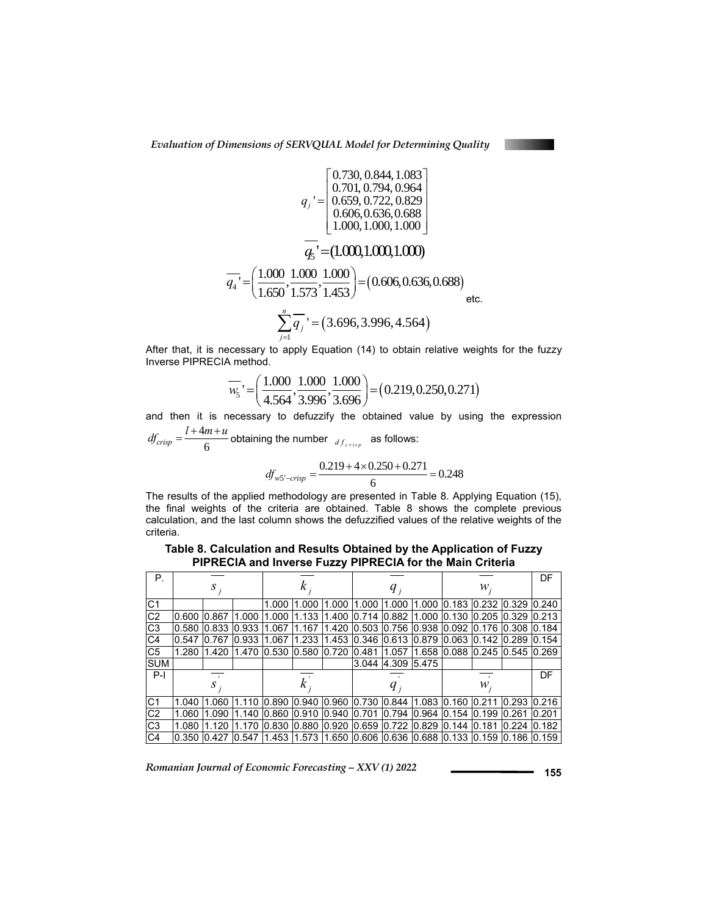$$q_j' = \begin{bmatrix} 0.730, 0.844, 1.083 \\ 0.701, 0.794, 0.964 \\ 0.659, 0.722, 0.829 \\ 0.606, 0.636, 0.688 \\ 1.000, 1.000, 1.000 \end{bmatrix}$$

$$\overline{q_5}' = (1.000, 1.000, 1.000)$$

$$\overline{q_4}' = \left(\frac{1.000}{1.650}, \frac{1.000}{1.573}, \frac{1.000}{1.453}\right) = (0.606, 0.636, 0.688)$$ etc.

$$\sum_{j=1}^{n} \overline{q_j}' = (3.696, 3.996, 4.564)$$

After that, it is necessary to apply Equation (14) to obtain relative weights for the fuzzy Inverse PIPRECIA method.

$$\overline{w_5}' = \left(\frac{1.000}{4.564}, \frac{1.000}{3.996}, \frac{1.000}{3.696}\right) = (0.219, 0.250, 0.271)$$

and then it is necessary to defuzzify the obtained value by using the expression $df_{crisp} = \frac{l + 4m + u}{6}$ obtaining the number $df_{crisp}$ as follows:

$$df_{w5'-crisp} = \frac{0.219 + 4 \times 0.250 + 0.271}{6} = 0.248$$

The results of the applied methodology are presented in Table 8. Applying Equation (15), the final weights of the criteria are obtained. Table 8 shows the complete previous calculation, and the last column shows the defuzzified values of the relative weights of the criteria.

**Table 8. Calculation and Results Obtained by the Application of Fuzzy PIPRECIA and Inverse Fuzzy PIPRECIA for the Main Criteria**

| P. | $\overline{s_j}$ | | | $\overline{k_j}$ | | | $\overline{q_j}$ | | | $\overline{w_j}$ | | | DF |
|---|---|---|---|---|---|---|---|---|---|---|---|---|---|
| C1 | | | | 1.000 | 1.000 | 1.000 | 1.000 | 1.000 | 1.000 | 0.183 | 0.232 | 0.329 | 0.240 |
| C2 | 0.600 | 0.867 | 1.000 | 1.000 | 1.133 | 1.400 | 0.714 | 0.882 | 1.000 | 0.130 | 0.205 | 0.329 | 0.213 |
| C3 | 0.580 | 0.833 | 0.933 | 1.067 | 1.167 | 1.420 | 0.503 | 0.756 | 0.938 | 0.092 | 0.176 | 0.308 | 0.184 |
| C4 | 0.547 | 0.767 | 0.933 | 1.067 | 1.233 | 1.453 | 0.346 | 0.613 | 0.879 | 0.063 | 0.142 | 0.289 | 0.154 |
| C5 | 1.280 | 1.420 | 1.470 | 0.530 | 0.580 | 0.720 | 0.481 | 1.057 | 1.658 | 0.088 | 0.245 | 0.545 | 0.269 |
| SUM | | | | | | | 3.044 | 4.309 | 5.475 | | | | |
| P-I | $\overline{s_j'}$ | | | $\overline{k_j'}$ | | | $\overline{q_j'}$ | | | $\overline{w_j'}$ | | | DF |
| C1 | 1.040 | 1.060 | 1.110 | 0.890 | 0.940 | 0.960 | 0.730 | 0.844 | 1.083 | 0.160 | 0.211 | 0.293 | 0.216 |
| C2 | 1.060 | 1.090 | 1.140 | 0.860 | 0.910 | 0.940 | 0.701 | 0.794 | 0.964 | 0.154 | 0.199 | 0.261 | 0.201 |
| C3 | 1.080 | 1.120 | 1.170 | 0.830 | 0.880 | 0.920 | 0.659 | 0.722 | 0.829 | 0.144 | 0.181 | 0.224 | 0.182 |
| C4 | 0.350 | 0.427 | 0.547 | 1.453 | 1.573 | 1.650 | 0.606 | 0.636 | 0.688 | 0.133 | 0.159 | 0.186 | 0.159 |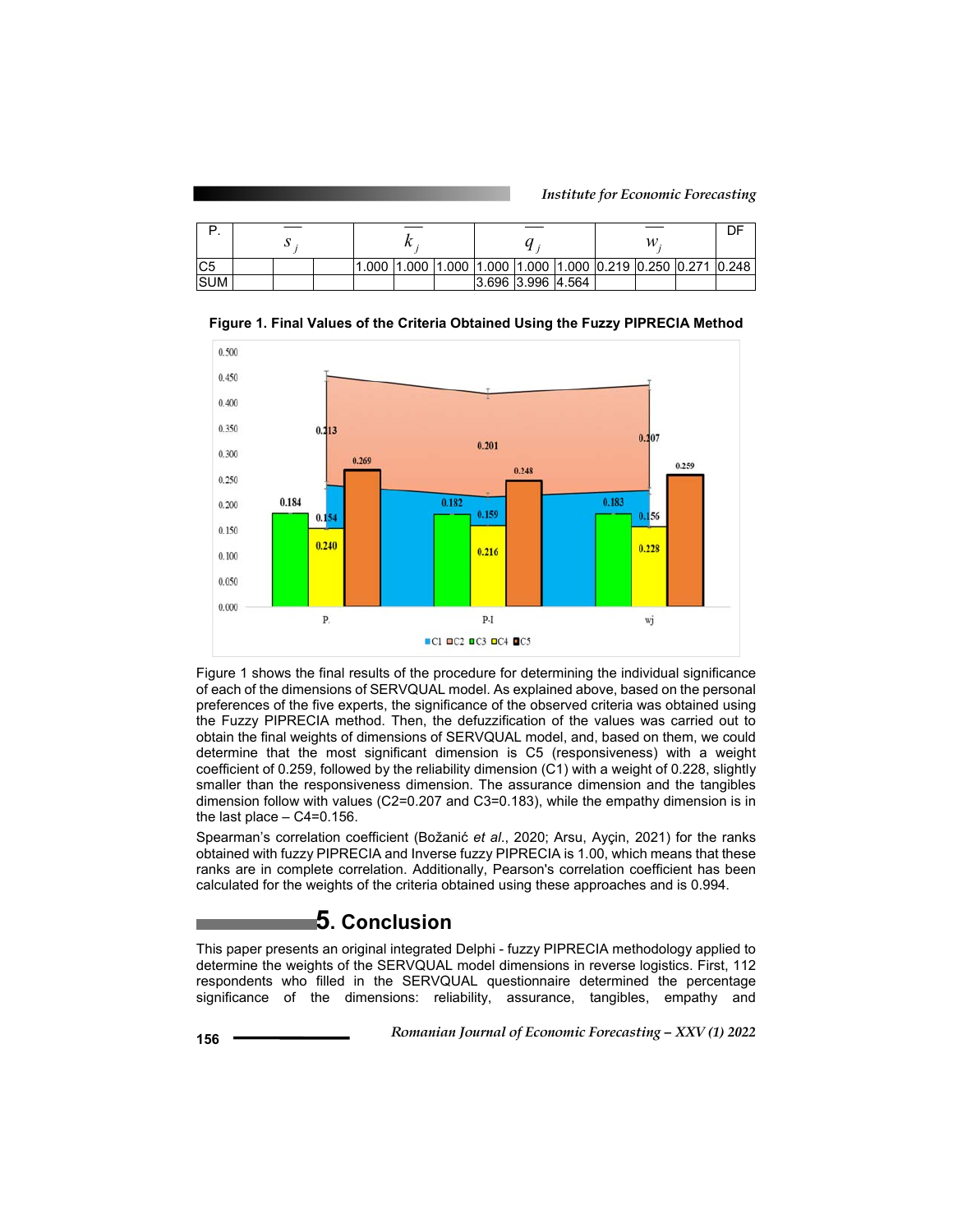| P. | $\overline{s_j}$ | | | $\overline{k_j}$ | | | $\overline{q_j}$ | | | $\overline{w_j}$ | | | DF |
|---|---|---|---|---|---|---|---|---|---|---|---|---|---|
| C5 | | | | 1.000 | 1.000 | 1.000 | 1.000 | 1.000 | 1.000 | 0.219 | 0.250 | 0.271 | 0.248 |
| SUM | | | | | | | 3.696 | 3.996 | 4.564 | | | | |

**Figure 1. Final Values of the Criteria Obtained Using the Fuzzy PIPRECIA Method**

Figure 1 shows the final results of the procedure for determining the individual significance of each of the dimensions of SERVQUAL model. As explained above, based on the personal preferences of the five experts, the significance of the observed criteria was obtained using the Fuzzy PIPRECIA method. Then, the defuzzification of the values was carried out to obtain the final weights of dimensions of SERVQUAL model, and, based on them, we could determine that the most significant dimension is C5 (responsiveness) with a weight coefficient of 0.259, followed by the reliability dimension (C1) with a weight of 0.228, slightly smaller than the responsiveness dimension. The assurance dimension and the tangibles dimension follow with values (C2=0.207 and C3=0.183), while the empathy dimension is in the last place – C4=0.156.

Spearman's correlation coefficient (Božanić *et al*., 2020; Arsu, Ayçin, 2021) for the ranks obtained with fuzzy PIPRECIA and Inverse fuzzy PIPRECIA is 1.00, which means that these ranks are in complete correlation. Additionally, Pearson's correlation coefficient has been calculated for the weights of the criteria obtained using these approaches and is 0.994.

# 5. Conclusion

This paper presents an original integrated Delphi - fuzzy PIPRECIA methodology applied to determine the weights of the SERVQUAL model dimensions in reverse logistics. First, 112 respondents who filled in the SERVQUAL questionnaire determined the percentage significance of the dimensions: reliability, assurance, tangibles, empathy and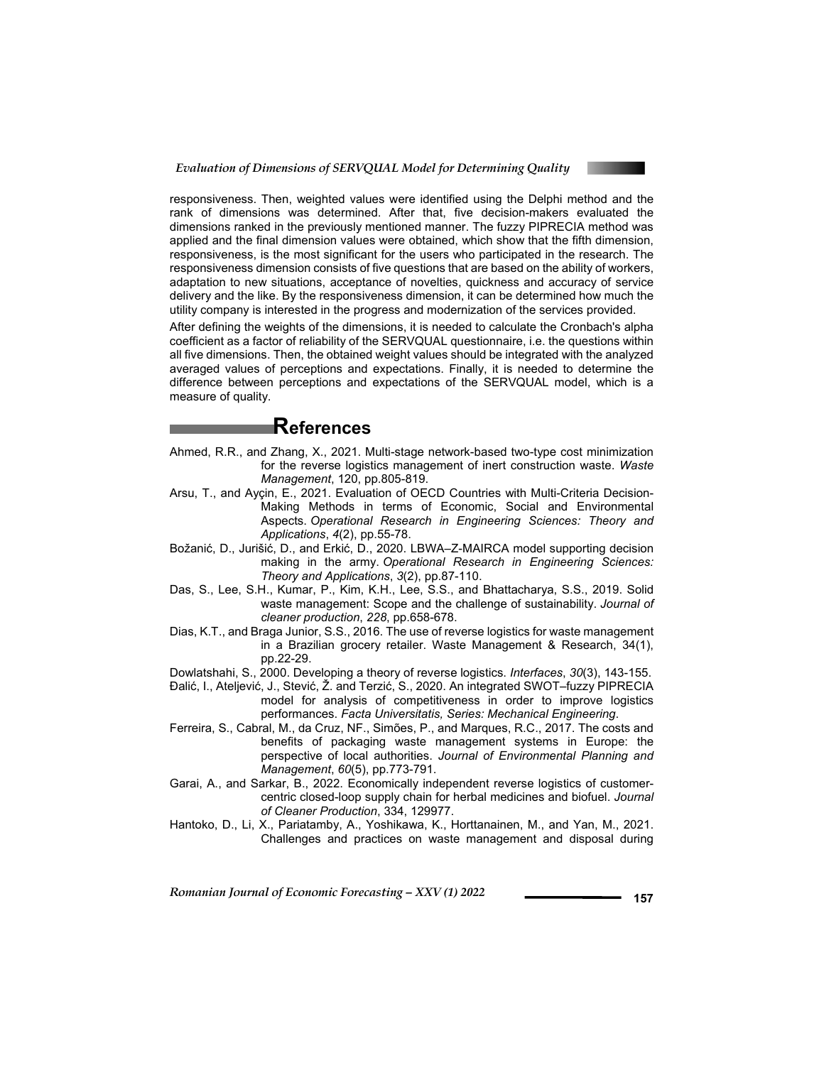responsiveness. Then, weighted values were identified using the Delphi method and the rank of dimensions was determined. After that, five decision-makers evaluated the dimensions ranked in the previously mentioned manner. The fuzzy PIPRECIA method was applied and the final dimension values were obtained, which show that the fifth dimension, responsiveness, is the most significant for the users who participated in the research. The responsiveness dimension consists of five questions that are based on the ability of workers, adaptation to new situations, acceptance of novelties, quickness and accuracy of service delivery and the like. By the responsiveness dimension, it can be determined how much the utility company is interested in the progress and modernization of the services provided.

After defining the weights of the dimensions, it is needed to calculate the Cronbach's alpha coefficient as a factor of reliability of the SERVQUAL questionnaire, i.e. the questions within all five dimensions. Then, the obtained weight values should be integrated with the analyzed averaged values of perceptions and expectations. Finally, it is needed to determine the difference between perceptions and expectations of the SERVQUAL model, which is a measure of quality.

## References

Ahmed, R.R., and Zhang, X., 2021. Multi-stage network-based two-type cost minimization for the reverse logistics management of inert construction waste. *Waste Management*, 120, pp.805-819.

Arsu, T., and Ayçin, E., 2021. Evaluation of OECD Countries with Multi-Criteria Decision-Making Methods in terms of Economic, Social and Environmental Aspects. *Operational Research in Engineering Sciences: Theory and Applications*, *4*(2), pp.55-78.

Božanić, D., Jurišić, D., and Erkić, D., 2020. LBWA–Z-MAIRCA model supporting decision making in the army. *Operational Research in Engineering Sciences: Theory and Applications*, *3*(2), pp.87-110.

Das, S., Lee, S.H., Kumar, P., Kim, K.H., Lee, S.S., and Bhattacharya, S.S., 2019. Solid waste management: Scope and the challenge of sustainability. *Journal of cleaner production*, *228*, pp.658-678.

Dias, K.T., and Braga Junior, S.S., 2016. The use of reverse logistics for waste management in a Brazilian grocery retailer. Waste Management & Research, 34(1), pp.22-29.

Dowlatshahi, S., 2000. Developing a theory of reverse logistics. *Interfaces*, *30*(3), 143-155.

Đalić, I., Ateljević, J., Stević, Ž. and Terzić, S., 2020. An integrated SWOT–fuzzy PIPRECIA model for analysis of competitiveness in order to improve logistics performances. *Facta Universitatis, Series: Mechanical Engineering*.

Ferreira, S., Cabral, M., da Cruz, NF., Simões, P., and Marques, R.C., 2017. The costs and benefits of packaging waste management systems in Europe: the perspective of local authorities. *Journal of Environmental Planning and Management*, *60*(5), pp.773-791.

Garai, A., and Sarkar, B., 2022. Economically independent reverse logistics of customer-centric closed-loop supply chain for herbal medicines and biofuel. *Journal of Cleaner Production*, 334, 129977.

Hantoko, D., Li, X., Pariatamby, A., Yoshikawa, K., Horttanainen, M., and Yan, M., 2021. Challenges and practices on waste management and disposal during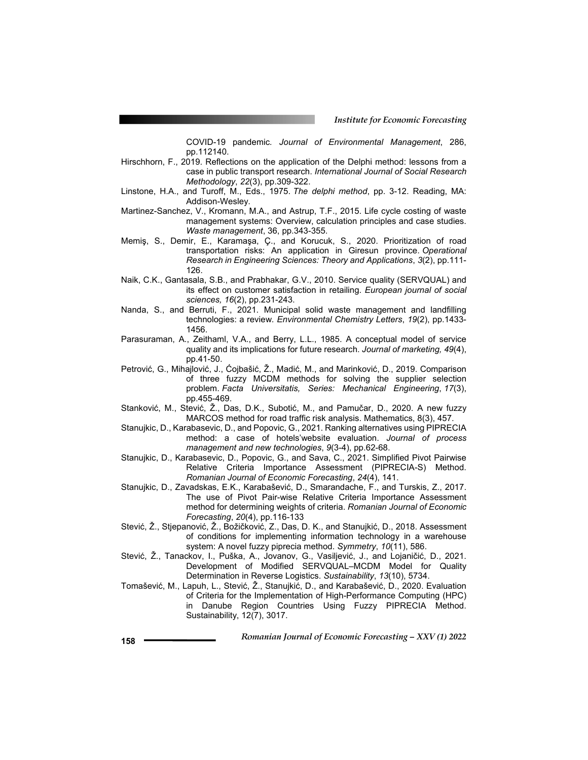COVID-19 pandemic*. Journal of Environmental Management*, 286, pp.112140.

Hirschhorn, F., 2019. Reflections on the application of the Delphi method: lessons from a case in public transport research. *International Journal of Social Research Methodology*, *22*(3), pp.309-322.

Linstone, H.A., and Turoff, M., Eds., 1975. *The delphi method*, pp. 3-12. Reading, MA: Addison-Wesley.

Martinez-Sanchez, V., Kromann, M.A., and Astrup, T.F., 2015. Life cycle costing of waste management systems: Overview, calculation principles and case studies. *Waste management*, 36, pp.343-355.

Memiş, S., Demir, E., Karamaşa, Ç., and Korucuk, S., 2020. Prioritization of road transportation risks: An application in Giresun province. *Operational Research in Engineering Sciences: Theory and Applications*, *3*(2), pp.111-126.

Naik, C.K., Gantasala, S.B., and Prabhakar, G.V., 2010. Service quality (SERVQUAL) and its effect on customer satisfaction in retailing. *European journal of social sciences, 16*(2), pp.231-243.

Nanda, S., and Berruti, F., 2021. Municipal solid waste management and landfilling technologies: a review. *Environmental Chemistry Letters*, *19*(2), pp.1433-1456.

Parasuraman, A., Zeithaml, V.A., and Berry, L.L., 1985. A conceptual model of service quality and its implications for future research. *Journal of marketing, 49*(4), pp.41-50.

Petrović, G., Mihajlović, J., Ćojbašić, Ž., Madić, M., and Marinković, D., 2019. Comparison of three fuzzy MCDM methods for solving the supplier selection problem. *Facta Universitatis, Series: Mechanical Engineering*, *17*(3), pp.455-469.

Stanković, M., Stević, Ž., Das, D.K., Subotić, M., and Pamučar, D., 2020. A new fuzzy MARCOS method for road traffic risk analysis. Mathematics, 8(3), 457.

Stanujkic, D., Karabasevic, D., and Popovic, G., 2021. Ranking alternatives using PIPRECIA method: a case of hotels'website evaluation. *Journal of process management and new technologies*, *9*(3-4), pp.62-68.

Stanujkic, D., Karabasevic, D., Popovic, G., and Sava, C., 2021. Simplified Pivot Pairwise Relative Criteria Importance Assessment (PIPRECIA-S) Method. *Romanian Journal of Economic Forecasting*, *24*(4), 141.

Stanujkic, D., Zavadskas, E.K., Karabašević, D., Smarandache, F., and Turskis, Z., 2017. The use of Pivot Pair-wise Relative Criteria Importance Assessment method for determining weights of criteria. *Romanian Journal of Economic Forecasting*, *20*(4), pp.116-133

Stević, Ž., Stjepanović, Ž., Božičković, Z., Das, D. K., and Stanujkić, D., 2018. Assessment of conditions for implementing information technology in a warehouse system: A novel fuzzy piprecia method. *Symmetry*, *10*(11), 586.

Stević, Ž., Tanackov, I., Puška, A., Jovanov, G., Vasiljević, J., and Lojaničić, D., 2021. Development of Modified SERVQUAL–MCDM Model for Quality Determination in Reverse Logistics. *Sustainability*, *13*(10), 5734.

Tomašević, M., Lapuh, L., Stević, Ž., Stanujkić, D., and Karabašević, D., 2020. Evaluation of Criteria for the Implementation of High-Performance Computing (HPC) in Danube Region Countries Using Fuzzy PIPRECIA Method. Sustainability, 12(7), 3017.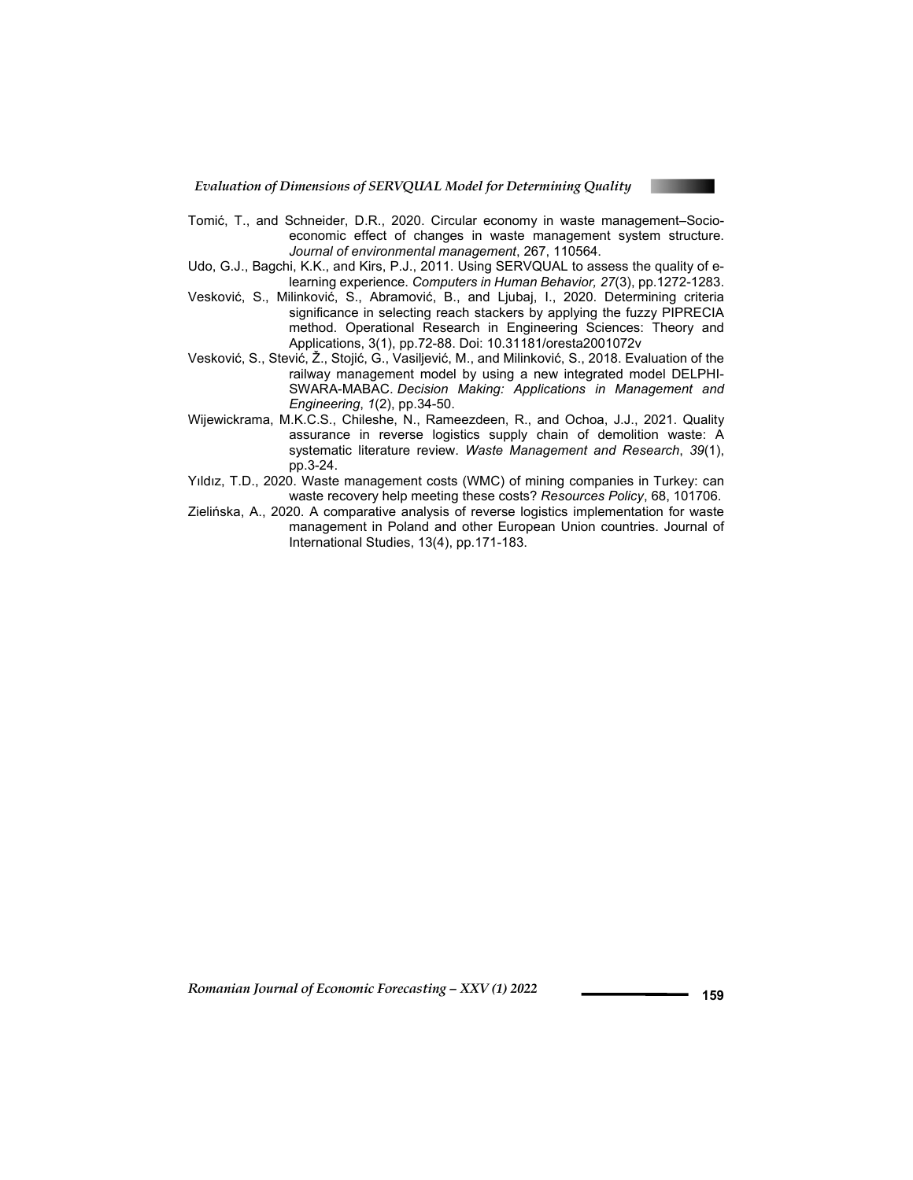Tomić, T., and Schneider, D.R., 2020. Circular economy in waste management–Socio-economic effect of changes in waste management system structure. *Journal of environmental management*, 267, 110564.

Udo, G.J., Bagchi, K.K., and Kirs, P.J., 2011. Using SERVQUAL to assess the quality of e-learning experience. *Computers in Human Behavior, 27*(3), pp.1272-1283.

Vesković, S., Milinković, S., Abramović, B., and Ljubaj, I., 2020. Determining criteria significance in selecting reach stackers by applying the fuzzy PIPRECIA method. Operational Research in Engineering Sciences: Theory and Applications, 3(1), pp.72-88. Doi: 10.31181/oresta2001072v

Vesković, S., Stević, Ž., Stojić, G., Vasiljević, M., and Milinković, S., 2018. Evaluation of the railway management model by using a new integrated model DELPHI-SWARA-MABAC. *Decision Making: Applications in Management and Engineering*, *1*(2), pp.34-50.

Wijewickrama, M.K.C.S., Chileshe, N., Rameezdeen, R., and Ochoa, J.J., 2021. Quality assurance in reverse logistics supply chain of demolition waste: A systematic literature review. *Waste Management and Research*, *39*(1), pp.3-24.

Yıldız, T.D., 2020. Waste management costs (WMC) of mining companies in Turkey: can waste recovery help meeting these costs? *Resources Policy*, 68, 101706.

Zielińska, A., 2020. A comparative analysis of reverse logistics implementation for waste management in Poland and other European Union countries. Journal of International Studies, 13(4), pp.171-183.